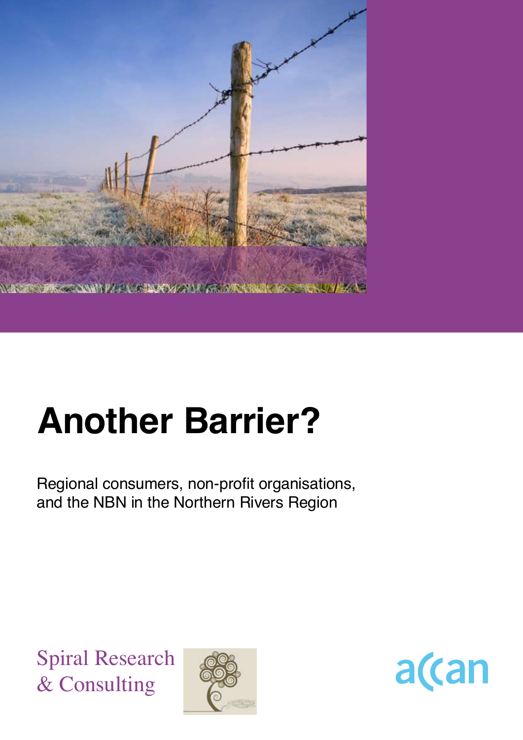# Another Barrier?

Regional consumers, non-profit organisations, and the NBN in the Northern Rivers Region

Spiral Research & Consulting

accan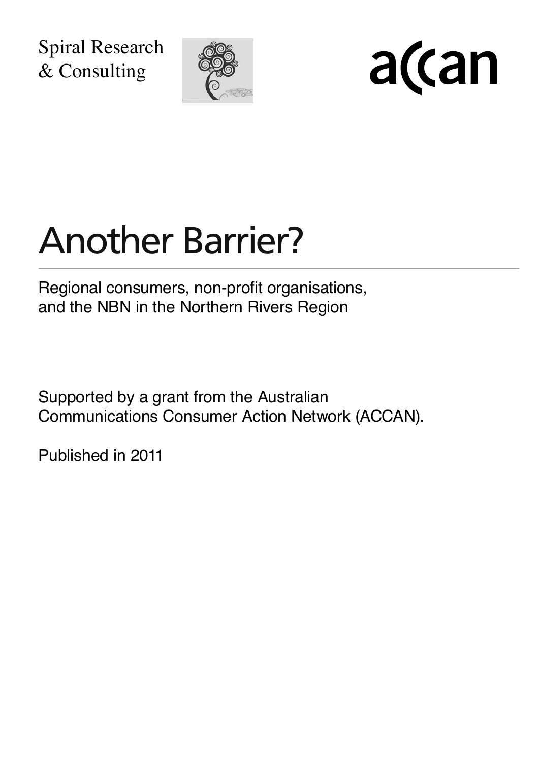Spiral Research
& Consulting

accan

# Another Barrier?

Regional consumers, non-profit organisations, and the NBN in the Northern Rivers Region

Supported by a grant from the Australian Communications Consumer Action Network (ACCAN).

Published in 2011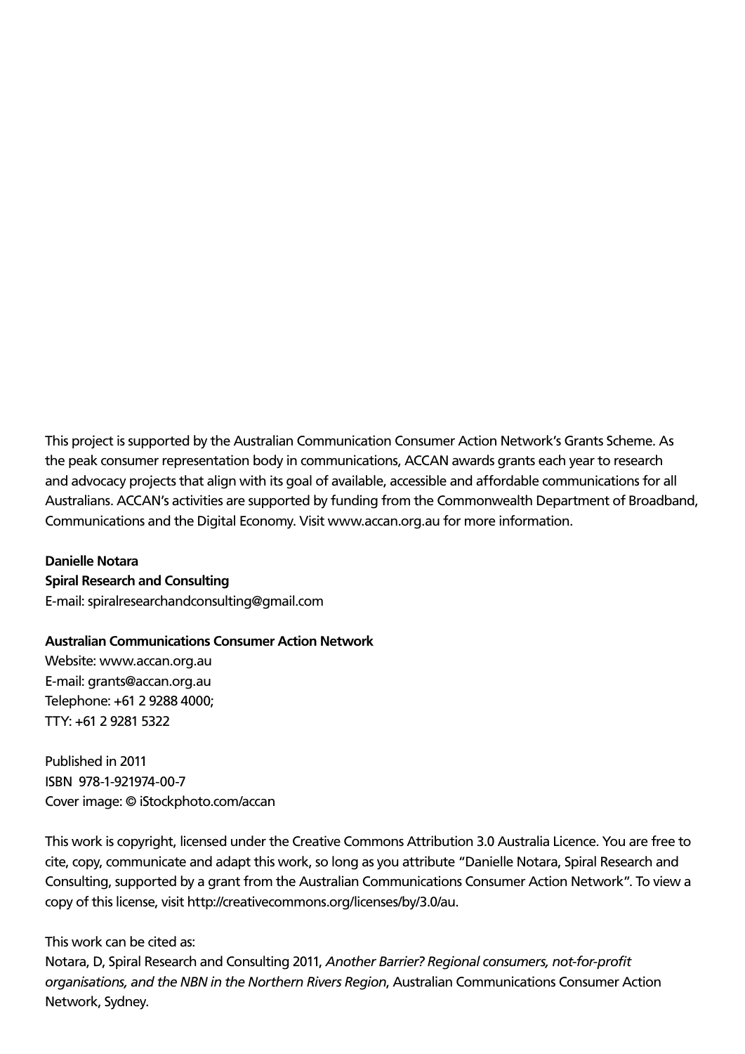This project is supported by the Australian Communication Consumer Action Network's Grants Scheme. As the peak consumer representation body in communications, ACCAN awards grants each year to research and advocacy projects that align with its goal of available, accessible and affordable communications for all Australians. ACCAN's activities are supported by funding from the Commonwealth Department of Broadband, Communications and the Digital Economy. Visit www.accan.org.au for more information.

**Danielle Notara**  
**Spiral Research and Consulting**  
E-mail: spiralresearchandconsulting@gmail.com

**Australian Communications Consumer Action Network**  
Website: www.accan.org.au  
E-mail: grants@accan.org.au  
Telephone: +61 2 9288 4000;  
TTY: +61 2 9281 5322

Published in 2011  
ISBN 978-1-921974-00-7  
Cover image: © iStockphoto.com/accan

This work is copyright, licensed under the Creative Commons Attribution 3.0 Australia Licence. You are free to cite, copy, communicate and adapt this work, so long as you attribute "Danielle Notara, Spiral Research and Consulting, supported by a grant from the Australian Communications Consumer Action Network". To view a copy of this license, visit http://creativecommons.org/licenses/by/3.0/au.

This work can be cited as:  
Notara, D, Spiral Research and Consulting 2011, *Another Barrier? Regional consumers, not-for-profit organisations, and the NBN in the Northern Rivers Region*, Australian Communications Consumer Action Network, Sydney.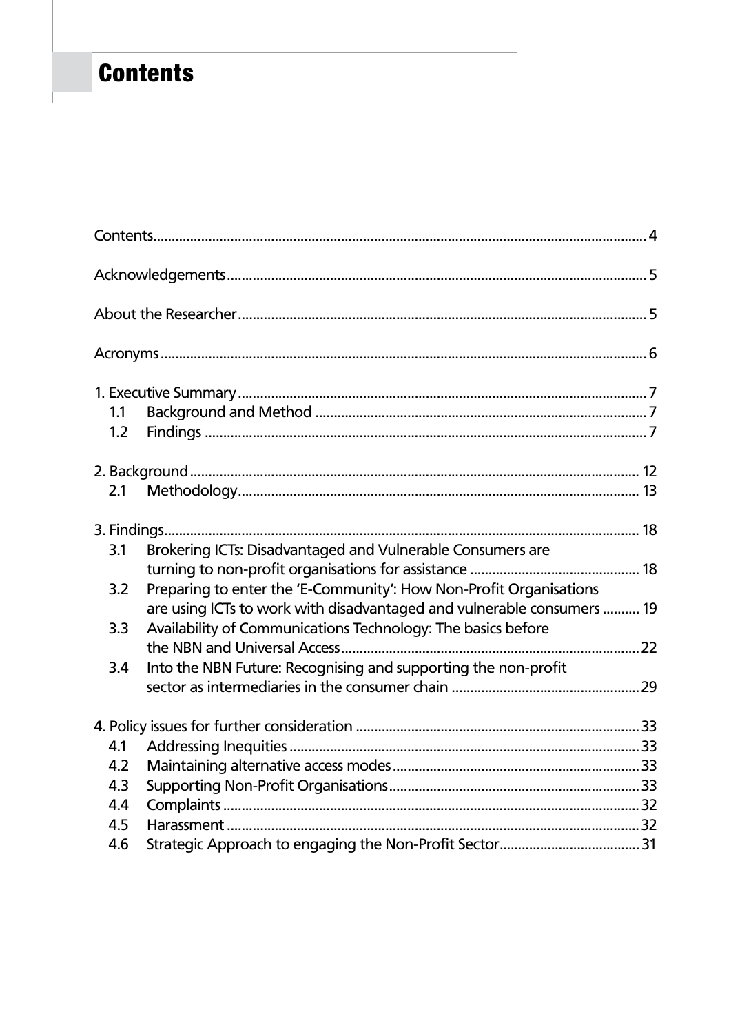# Contents

Contents .................................................................................................................. 4

Acknowledgements ................................................................................................. 5

About the Researcher ............................................................................................. 5

Acronyms .................................................................................................................. 6

1. Executive Summary ............................................................................................. 7
   - 1.1 Background and Method .............................................................................. 7
   - 1.2 Findings ......................................................................................................... 7

2. Background ........................................................................................................ 12
   - 2.1 Methodology ............................................................................................... 13

3. Findings ............................................................................................................... 18
   - 3.1 Brokering ICTs: Disadvantaged and Vulnerable Consumers are turning to non-profit organisations for assistance ........................................... 18
   - 3.2 Preparing to enter the 'E-Community': How Non-Profit Organisations are using ICTs to work with disadvantaged and vulnerable consumers .......... 19
   - 3.3 Availability of Communications Technology: The basics before the NBN and Universal Access ................................................................ 22
   - 3.4 Into the NBN Future: Recognising and supporting the non-profit sector as intermediaries in the consumer chain .................................................. 29

4. Policy issues for further consideration ............................................................ 33
   - 4.1 Addressing Inequities ................................................................................. 33
   - 4.2 Maintaining alternative access modes ...................................................... 33
   - 4.3 Supporting Non-Profit Organisations ........................................................ 33
   - 4.4 Complaints ................................................................................................... 32
   - 4.5 Harassment .................................................................................................. 32
   - 4.6 Strategic Approach to engaging the Non-Profit Sector .............................. 31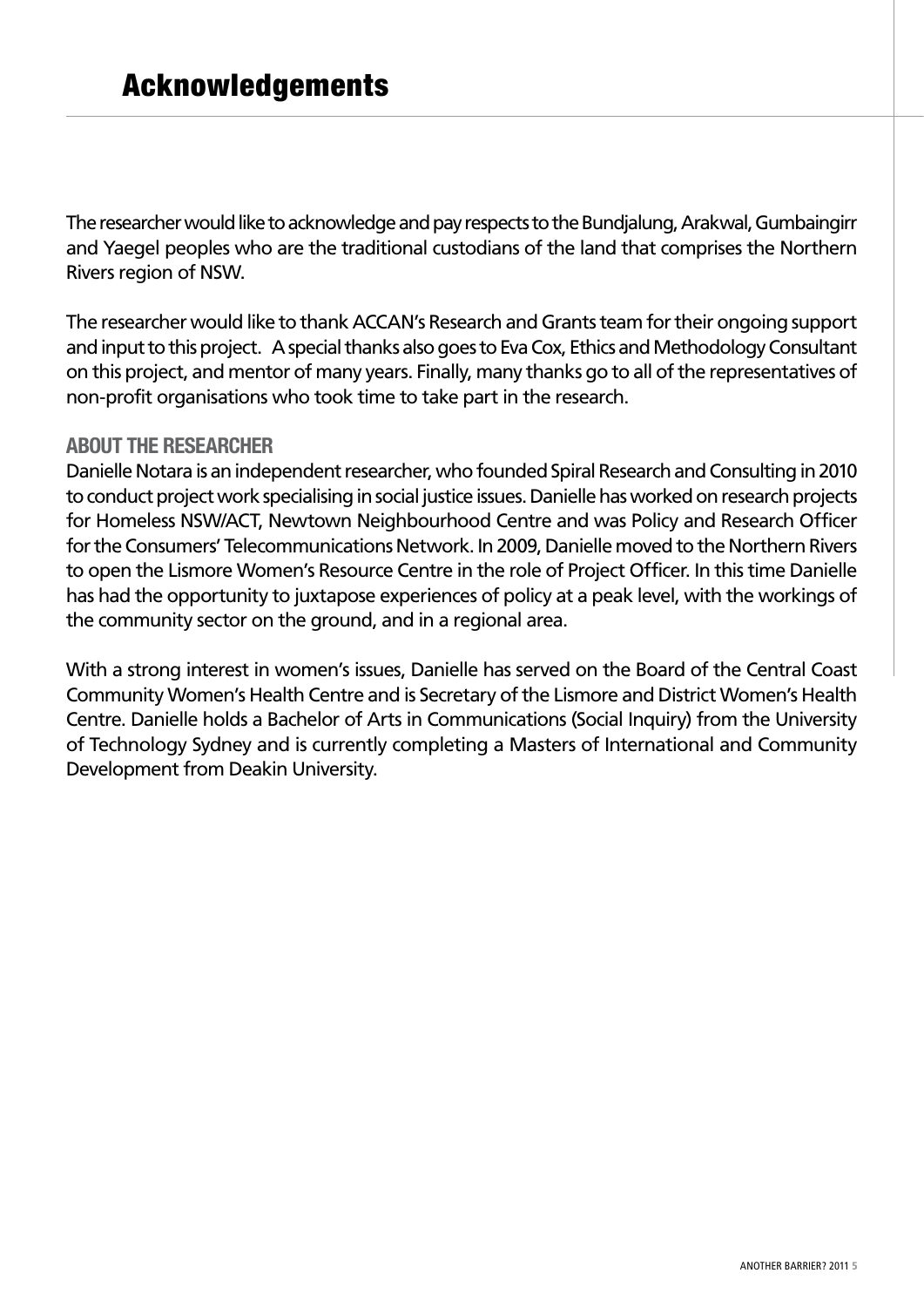# Acknowledgements

The researcher would like to acknowledge and pay respects to the Bundjalung, Arakwal, Gumbaingirr and Yaegel peoples who are the traditional custodians of the land that comprises the Northern Rivers region of NSW.

The researcher would like to thank ACCAN's Research and Grants team for their ongoing support and input to this project. A special thanks also goes to Eva Cox, Ethics and Methodology Consultant on this project, and mentor of many years. Finally, many thanks go to all of the representatives of non-profit organisations who took time to take part in the research.

## ABOUT THE RESEARCHER

Danielle Notara is an independent researcher, who founded Spiral Research and Consulting in 2010 to conduct project work specialising in social justice issues. Danielle has worked on research projects for Homeless NSW/ACT, Newtown Neighbourhood Centre and was Policy and Research Officer for the Consumers' Telecommunications Network. In 2009, Danielle moved to the Northern Rivers to open the Lismore Women's Resource Centre in the role of Project Officer. In this time Danielle has had the opportunity to juxtapose experiences of policy at a peak level, with the workings of the community sector on the ground, and in a regional area.

With a strong interest in women's issues, Danielle has served on the Board of the Central Coast Community Women's Health Centre and is Secretary of the Lismore and District Women's Health Centre. Danielle holds a Bachelor of Arts in Communications (Social Inquiry) from the University of Technology Sydney and is currently completing a Masters of International and Community Development from Deakin University.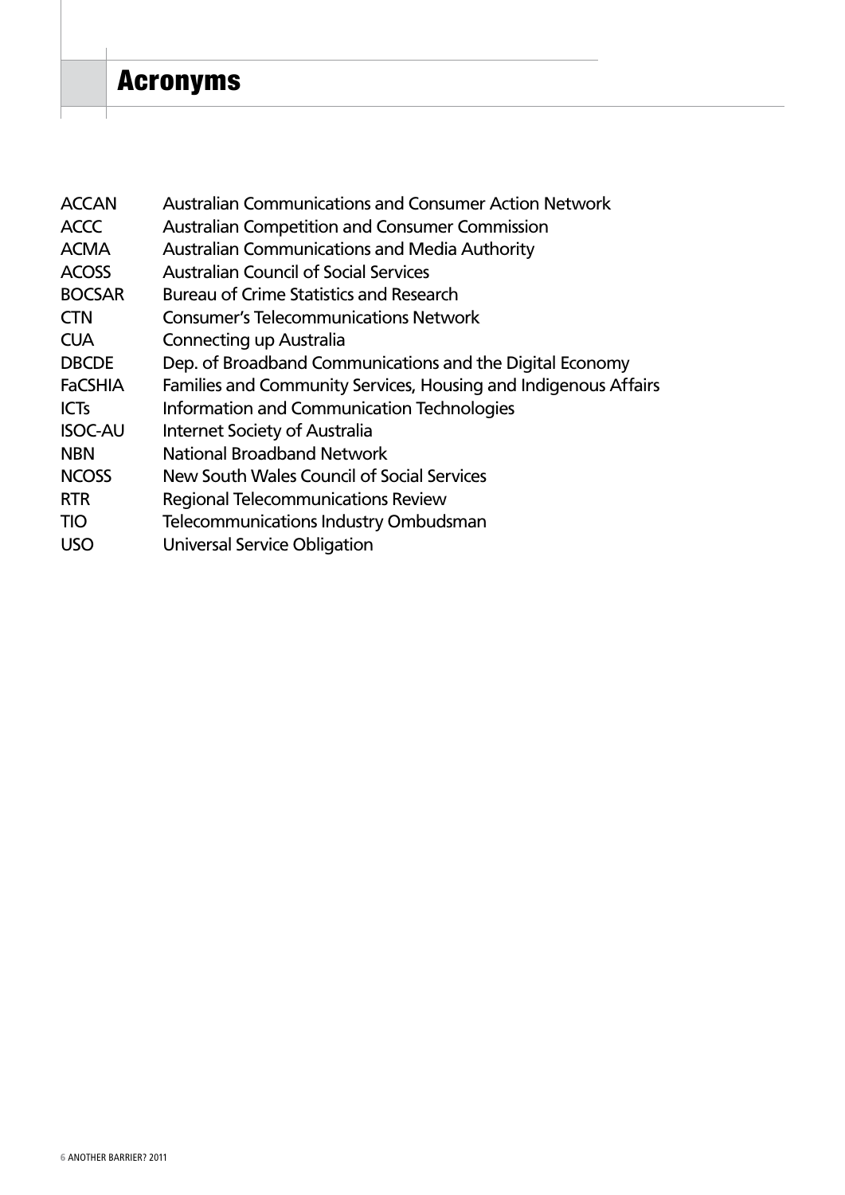# Acronyms

| | |
|---|---|
| ACCAN | Australian Communications and Consumer Action Network |
| ACCC | Australian Competition and Consumer Commission |
| ACMA | Australian Communications and Media Authority |
| ACOSS | Australian Council of Social Services |
| BOCSAR | Bureau of Crime Statistics and Research |
| CTN | Consumer's Telecommunications Network |
| CUA | Connecting up Australia |
| DBCDE | Dep. of Broadband Communications and the Digital Economy |
| FaCSHIA | Families and Community Services, Housing and Indigenous Affairs |
| ICTs | Information and Communication Technologies |
| ISOC-AU | Internet Society of Australia |
| NBN | National Broadband Network |
| NCOSS | New South Wales Council of Social Services |
| RTR | Regional Telecommunications Review |
| TIO | Telecommunications Industry Ombudsman |
| USO | Universal Service Obligation |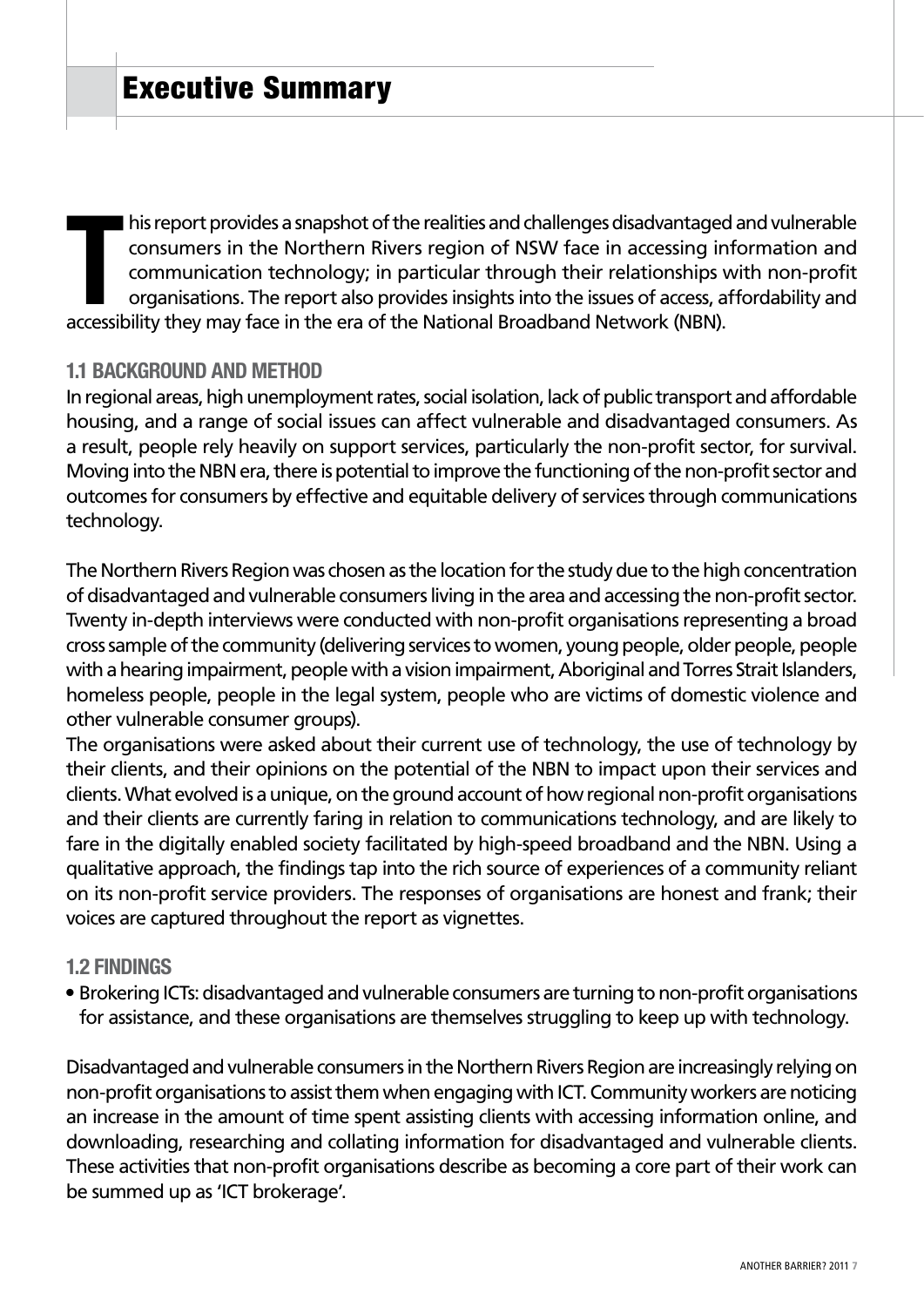# Executive Summary

This report provides a snapshot of the realities and challenges disadvantaged and vulnerable consumers in the Northern Rivers region of NSW face in accessing information and communication technology; in particular through their relationships with non-profit organisations. The report also provides insights into the issues of access, affordability and accessibility they may face in the era of the National Broadband Network (NBN).

## 1.1 BACKGROUND AND METHOD

In regional areas, high unemployment rates, social isolation, lack of public transport and affordable housing, and a range of social issues can affect vulnerable and disadvantaged consumers. As a result, people rely heavily on support services, particularly the non-profit sector, for survival. Moving into the NBN era, there is potential to improve the functioning of the non-profit sector and outcomes for consumers by effective and equitable delivery of services through communications technology.

The Northern Rivers Region was chosen as the location for the study due to the high concentration of disadvantaged and vulnerable consumers living in the area and accessing the non-profit sector. Twenty in-depth interviews were conducted with non-profit organisations representing a broad cross sample of the community (delivering services to women, young people, older people, people with a hearing impairment, people with a vision impairment, Aboriginal and Torres Strait Islanders, homeless people, people in the legal system, people who are victims of domestic violence and other vulnerable consumer groups).

The organisations were asked about their current use of technology, the use of technology by their clients, and their opinions on the potential of the NBN to impact upon their services and clients. What evolved is a unique, on the ground account of how regional non-profit organisations and their clients are currently faring in relation to communications technology, and are likely to fare in the digitally enabled society facilitated by high-speed broadband and the NBN. Using a qualitative approach, the findings tap into the rich source of experiences of a community reliant on its non-profit service providers. The responses of organisations are honest and frank; their voices are captured throughout the report as vignettes.

## 1.2 FINDINGS

- Brokering ICTs: disadvantaged and vulnerable consumers are turning to non-profit organisations for assistance, and these organisations are themselves struggling to keep up with technology.

Disadvantaged and vulnerable consumers in the Northern Rivers Region are increasingly relying on non-profit organisations to assist them when engaging with ICT. Community workers are noticing an increase in the amount of time spent assisting clients with accessing information online, and downloading, researching and collating information for disadvantaged and vulnerable clients. These activities that non-profit organisations describe as becoming a core part of their work can be summed up as 'ICT brokerage'.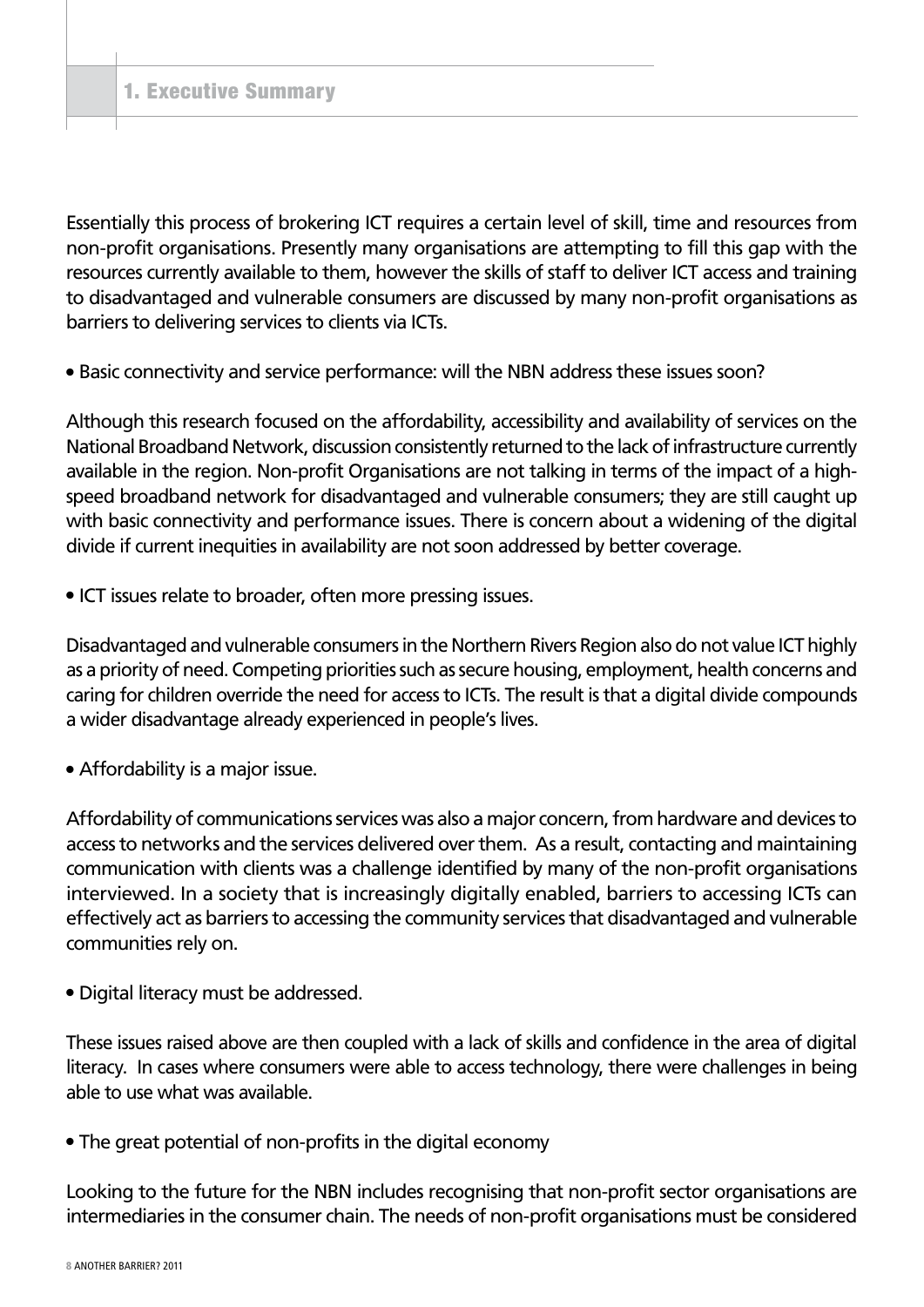Essentially this process of brokering ICT requires a certain level of skill, time and resources from non-profit organisations. Presently many organisations are attempting to fill this gap with the resources currently available to them, however the skills of staff to deliver ICT access and training to disadvantaged and vulnerable consumers are discussed by many non-profit organisations as barriers to delivering services to clients via ICTs.

- Basic connectivity and service performance: will the NBN address these issues soon?

Although this research focused on the affordability, accessibility and availability of services on the National Broadband Network, discussion consistently returned to the lack of infrastructure currently available in the region. Non-profit Organisations are not talking in terms of the impact of a high-speed broadband network for disadvantaged and vulnerable consumers; they are still caught up with basic connectivity and performance issues. There is concern about a widening of the digital divide if current inequities in availability are not soon addressed by better coverage.

- ICT issues relate to broader, often more pressing issues.

Disadvantaged and vulnerable consumers in the Northern Rivers Region also do not value ICT highly as a priority of need. Competing priorities such as secure housing, employment, health concerns and caring for children override the need for access to ICTs. The result is that a digital divide compounds a wider disadvantage already experienced in people's lives.

- Affordability is a major issue.

Affordability of communications services was also a major concern, from hardware and devices to access to networks and the services delivered over them. As a result, contacting and maintaining communication with clients was a challenge identified by many of the non-profit organisations interviewed. In a society that is increasingly digitally enabled, barriers to accessing ICTs can effectively act as barriers to accessing the community services that disadvantaged and vulnerable communities rely on.

- Digital literacy must be addressed.

These issues raised above are then coupled with a lack of skills and confidence in the area of digital literacy. In cases where consumers were able to access technology, there were challenges in being able to use what was available.

- The great potential of non-profits in the digital economy

Looking to the future for the NBN includes recognising that non-profit sector organisations are intermediaries in the consumer chain. The needs of non-profit organisations must be considered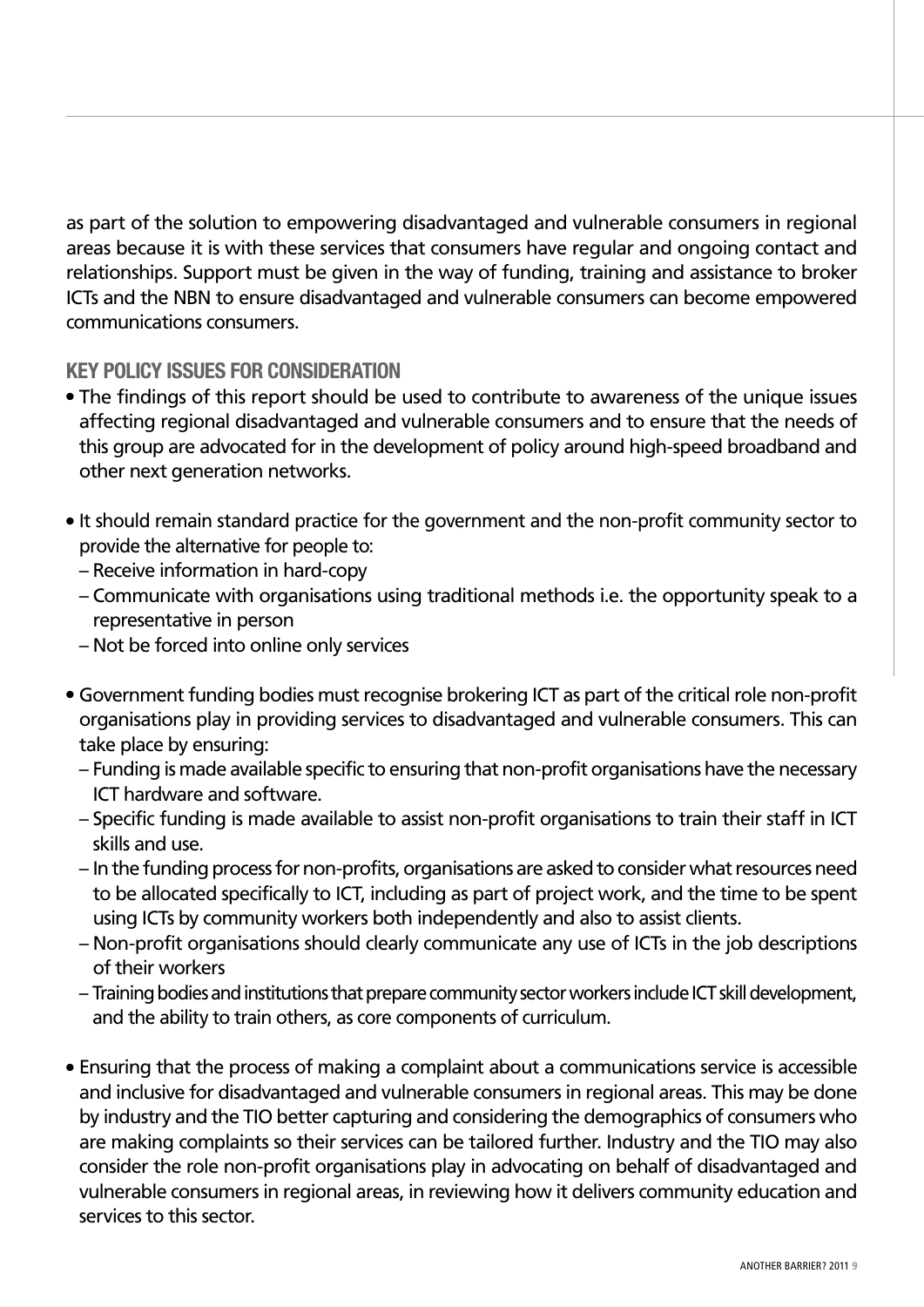as part of the solution to empowering disadvantaged and vulnerable consumers in regional areas because it is with these services that consumers have regular and ongoing contact and relationships. Support must be given in the way of funding, training and assistance to broker ICTs and the NBN to ensure disadvantaged and vulnerable consumers can become empowered communications consumers.

## KEY POLICY ISSUES FOR CONSIDERATION

- The findings of this report should be used to contribute to awareness of the unique issues affecting regional disadvantaged and vulnerable consumers and to ensure that the needs of this group are advocated for in the development of policy around high-speed broadband and other next generation networks.

- It should remain standard practice for the government and the non-profit community sector to provide the alternative for people to:
  - Receive information in hard-copy
  - Communicate with organisations using traditional methods i.e. the opportunity speak to a representative in person
  - Not be forced into online only services

- Government funding bodies must recognise brokering ICT as part of the critical role non-profit organisations play in providing services to disadvantaged and vulnerable consumers. This can take place by ensuring:
  - Funding is made available specific to ensuring that non-profit organisations have the necessary ICT hardware and software.
  - Specific funding is made available to assist non-profit organisations to train their staff in ICT skills and use.
  - In the funding process for non-profits, organisations are asked to consider what resources need to be allocated specifically to ICT, including as part of project work, and the time to be spent using ICTs by community workers both independently and also to assist clients.
  - Non-profit organisations should clearly communicate any use of ICTs in the job descriptions of their workers
  - Training bodies and institutions that prepare community sector workers include ICT skill development, and the ability to train others, as core components of curriculum.

- Ensuring that the process of making a complaint about a communications service is accessible and inclusive for disadvantaged and vulnerable consumers in regional areas. This may be done by industry and the TIO better capturing and considering the demographics of consumers who are making complaints so their services can be tailored further. Industry and the TIO may also consider the role non-profit organisations play in advocating on behalf of disadvantaged and vulnerable consumers in regional areas, in reviewing how it delivers community education and services to this sector.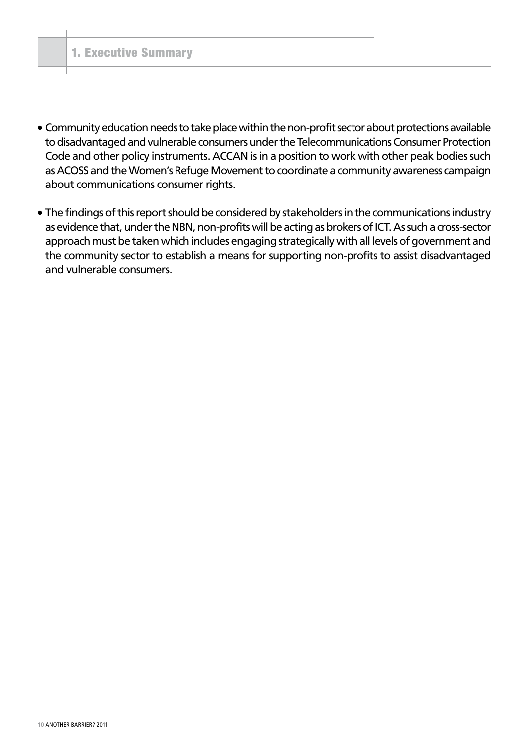- Community education needs to take place within the non-profit sector about protections available to disadvantaged and vulnerable consumers under the Telecommunications Consumer Protection Code and other policy instruments. ACCAN is in a position to work with other peak bodies such as ACOSS and the Women's Refuge Movement to coordinate a community awareness campaign about communications consumer rights.

- The findings of this report should be considered by stakeholders in the communications industry as evidence that, under the NBN, non-profits will be acting as brokers of ICT. As such a cross-sector approach must be taken which includes engaging strategically with all levels of government and the community sector to establish a means for supporting non-profits to assist disadvantaged and vulnerable consumers.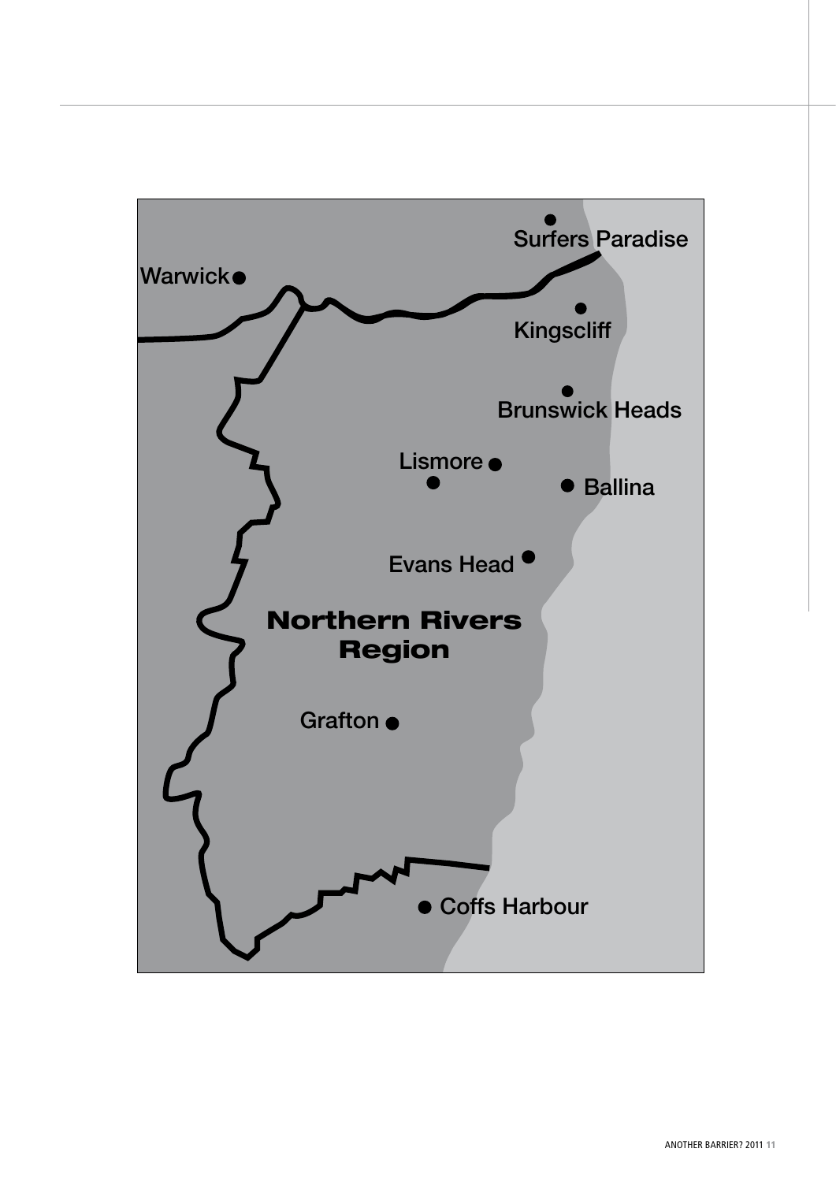Surfers Paradise

Warwick

Kingscliff

Brunswick Heads

Lismore

Ballina

Evans Head

**Northern Rivers Region**

Grafton

Coffs Harbour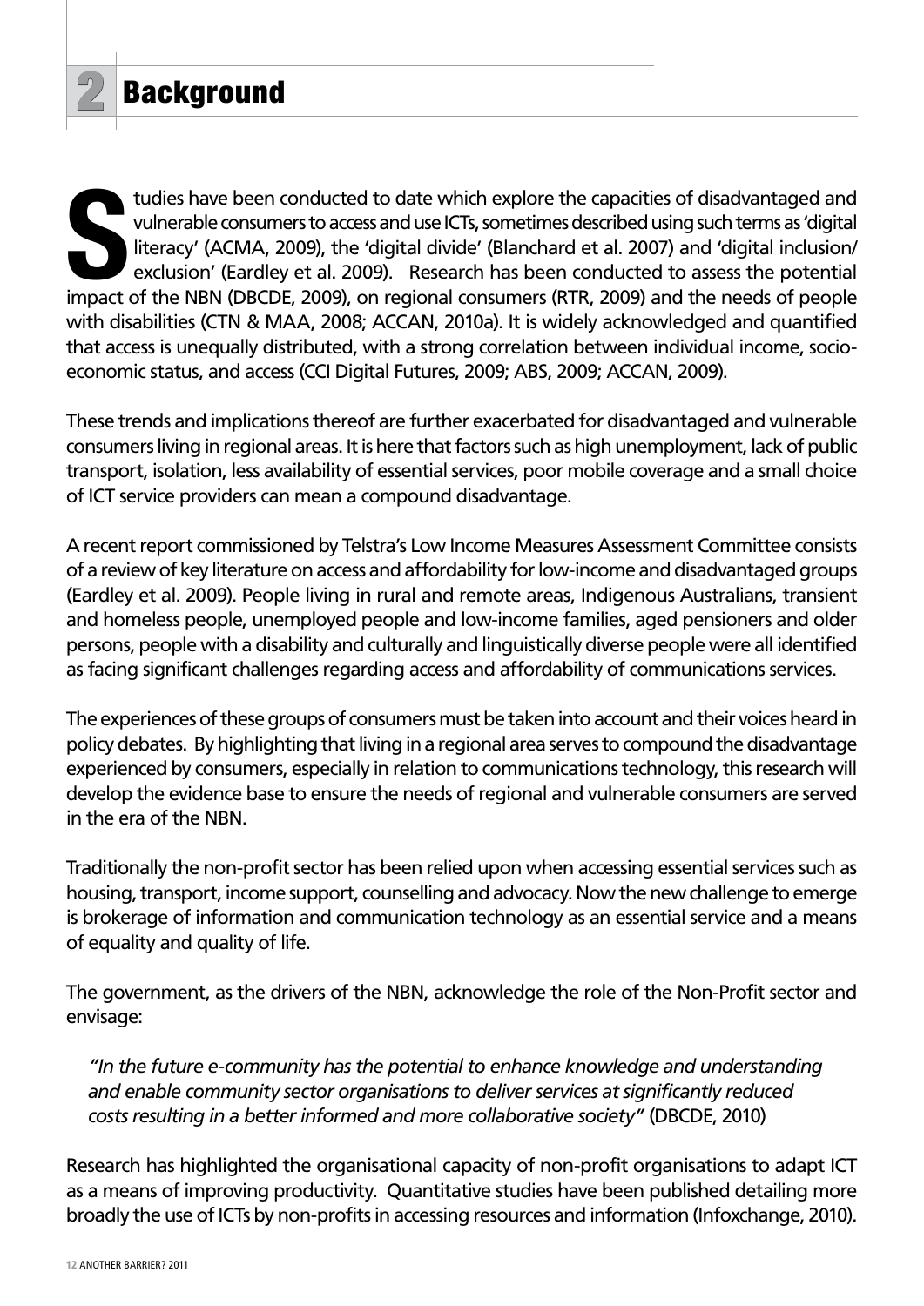# 2 Background

Studies have been conducted to date which explore the capacities of disadvantaged and vulnerable consumers to access and use ICTs, sometimes described using such terms as 'digital literacy' (ACMA, 2009), the 'digital divide' (Blanchard et al. 2007) and 'digital inclusion/ exclusion' (Eardley et al. 2009). Research has been conducted to assess the potential impact of the NBN (DBCDE, 2009), on regional consumers (RTR, 2009) and the needs of people with disabilities (CTN & MAA, 2008; ACCAN, 2010a). It is widely acknowledged and quantified that access is unequally distributed, with a strong correlation between individual income, socio-economic status, and access (CCI Digital Futures, 2009; ABS, 2009; ACCAN, 2009).

These trends and implications thereof are further exacerbated for disadvantaged and vulnerable consumers living in regional areas. It is here that factors such as high unemployment, lack of public transport, isolation, less availability of essential services, poor mobile coverage and a small choice of ICT service providers can mean a compound disadvantage.

A recent report commissioned by Telstra's Low Income Measures Assessment Committee consists of a review of key literature on access and affordability for low-income and disadvantaged groups (Eardley et al. 2009). People living in rural and remote areas, Indigenous Australians, transient and homeless people, unemployed people and low-income families, aged pensioners and older persons, people with a disability and culturally and linguistically diverse people were all identified as facing significant challenges regarding access and affordability of communications services.

The experiences of these groups of consumers must be taken into account and their voices heard in policy debates. By highlighting that living in a regional area serves to compound the disadvantage experienced by consumers, especially in relation to communications technology, this research will develop the evidence base to ensure the needs of regional and vulnerable consumers are served in the era of the NBN.

Traditionally the non-profit sector has been relied upon when accessing essential services such as housing, transport, income support, counselling and advocacy. Now the new challenge to emerge is brokerage of information and communication technology as an essential service and a means of equality and quality of life.

The government, as the drivers of the NBN, acknowledge the role of the Non-Profit sector and envisage:

> *"In the future e-community has the potential to enhance knowledge and understanding and enable community sector organisations to deliver services at significantly reduced costs resulting in a better informed and more collaborative society"* (DBCDE, 2010)

Research has highlighted the organisational capacity of non-profit organisations to adapt ICT as a means of improving productivity. Quantitative studies have been published detailing more broadly the use of ICTs by non-profits in accessing resources and information (Infoxchange, 2010).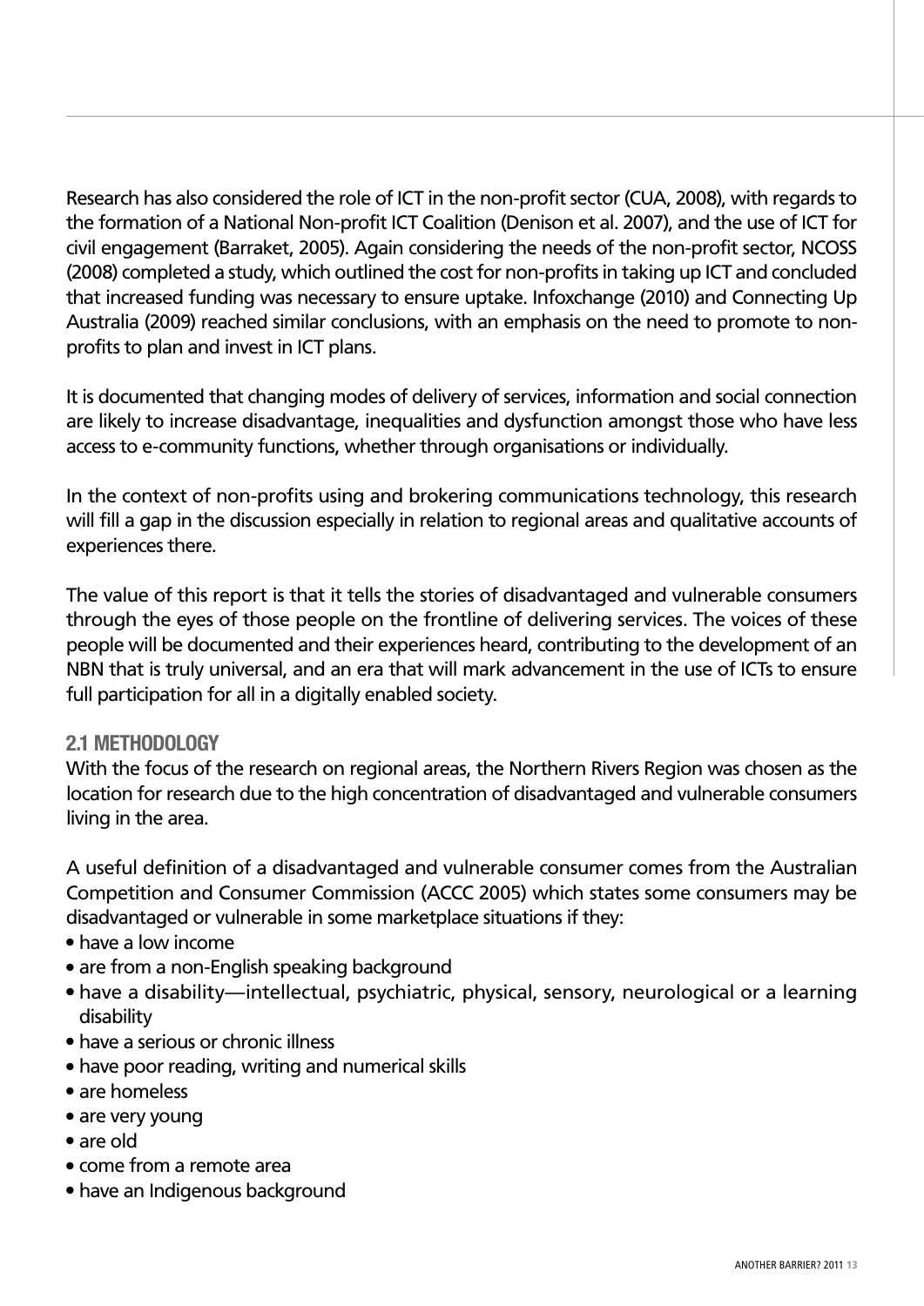Research has also considered the role of ICT in the non-profit sector (CUA, 2008), with regards to the formation of a National Non-profit ICT Coalition (Denison et al. 2007), and the use of ICT for civil engagement (Barraket, 2005). Again considering the needs of the non-profit sector, NCOSS (2008) completed a study, which outlined the cost for non-profits in taking up ICT and concluded that increased funding was necessary to ensure uptake. Infoxchange (2010) and Connecting Up Australia (2009) reached similar conclusions, with an emphasis on the need to promote to non-profits to plan and invest in ICT plans.

It is documented that changing modes of delivery of services, information and social connection are likely to increase disadvantage, inequalities and dysfunction amongst those who have less access to e-community functions, whether through organisations or individually.

In the context of non-profits using and brokering communications technology, this research will fill a gap in the discussion especially in relation to regional areas and qualitative accounts of experiences there.

The value of this report is that it tells the stories of disadvantaged and vulnerable consumers through the eyes of those people on the frontline of delivering services. The voices of these people will be documented and their experiences heard, contributing to the development of an NBN that is truly universal, and an era that will mark advancement in the use of ICTs to ensure full participation for all in a digitally enabled society.

## 2.1 METHODOLOGY

With the focus of the research on regional areas, the Northern Rivers Region was chosen as the location for research due to the high concentration of disadvantaged and vulnerable consumers living in the area.

A useful definition of a disadvantaged and vulnerable consumer comes from the Australian Competition and Consumer Commission (ACCC 2005) which states some consumers may be disadvantaged or vulnerable in some marketplace situations if they:

- have a low income
- are from a non-English speaking background
- have a disability—intellectual, psychiatric, physical, sensory, neurological or a learning disability
- have a serious or chronic illness
- have poor reading, writing and numerical skills
- are homeless
- are very young
- are old
- come from a remote area
- have an Indigenous background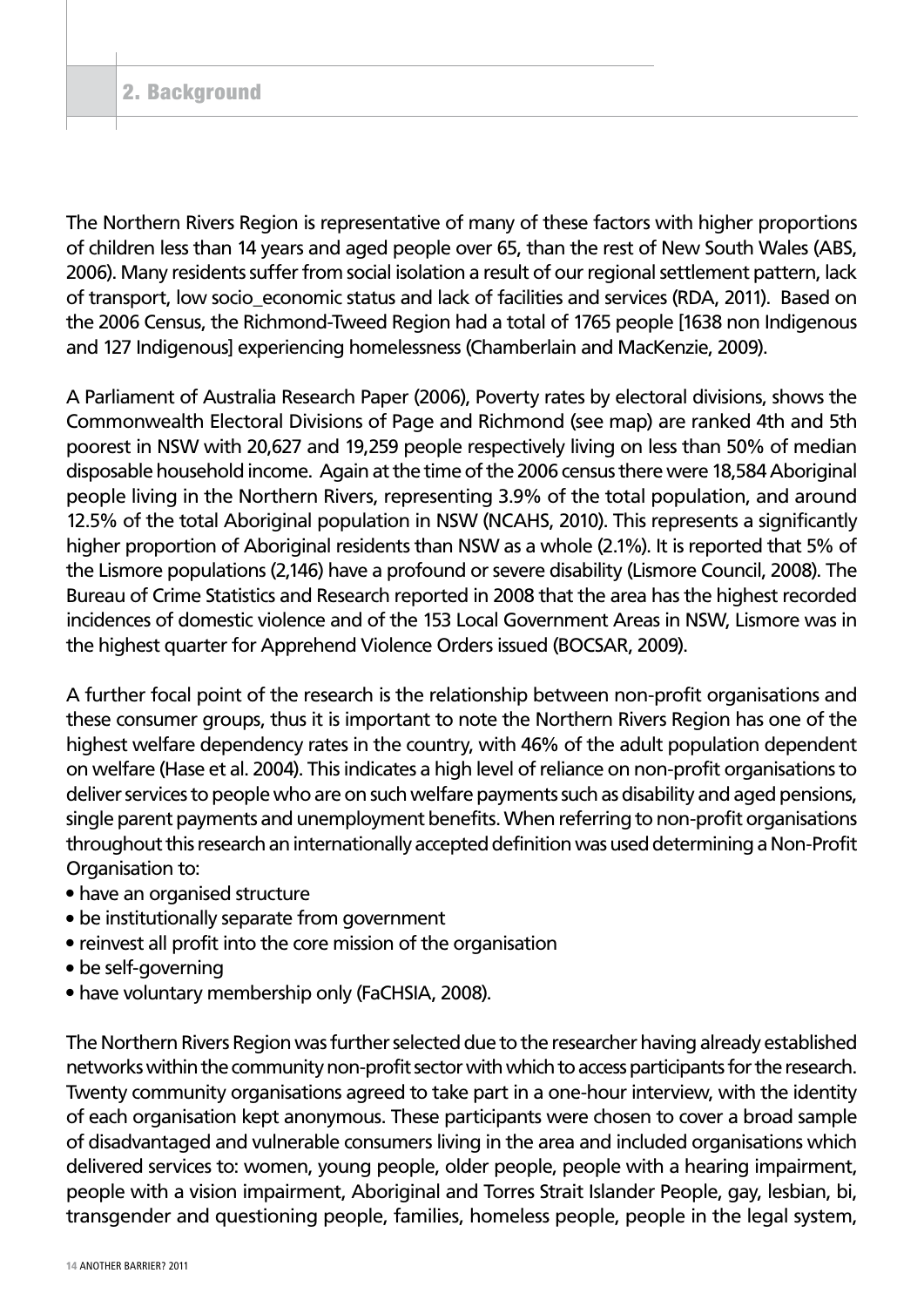## 2. Background

The Northern Rivers Region is representative of many of these factors with higher proportions of children less than 14 years and aged people over 65, than the rest of New South Wales (ABS, 2006). Many residents suffer from social isolation a result of our regional settlement pattern, lack of transport, low socio_economic status and lack of facilities and services (RDA, 2011). Based on the 2006 Census, the Richmond-Tweed Region had a total of 1765 people [1638 non Indigenous and 127 Indigenous] experiencing homelessness (Chamberlain and MacKenzie, 2009).

A Parliament of Australia Research Paper (2006), Poverty rates by electoral divisions, shows the Commonwealth Electoral Divisions of Page and Richmond (see map) are ranked 4th and 5th poorest in NSW with 20,627 and 19,259 people respectively living on less than 50% of median disposable household income. Again at the time of the 2006 census there were 18,584 Aboriginal people living in the Northern Rivers, representing 3.9% of the total population, and around 12.5% of the total Aboriginal population in NSW (NCAHS, 2010). This represents a significantly higher proportion of Aboriginal residents than NSW as a whole (2.1%). It is reported that 5% of the Lismore populations (2,146) have a profound or severe disability (Lismore Council, 2008). The Bureau of Crime Statistics and Research reported in 2008 that the area has the highest recorded incidences of domestic violence and of the 153 Local Government Areas in NSW, Lismore was in the highest quarter for Apprehend Violence Orders issued (BOCSAR, 2009).

A further focal point of the research is the relationship between non-profit organisations and these consumer groups, thus it is important to note the Northern Rivers Region has one of the highest welfare dependency rates in the country, with 46% of the adult population dependent on welfare (Hase et al. 2004). This indicates a high level of reliance on non-profit organisations to deliver services to people who are on such welfare payments such as disability and aged pensions, single parent payments and unemployment benefits. When referring to non-profit organisations throughout this research an internationally accepted definition was used determining a Non-Profit Organisation to:

- have an organised structure
- be institutionally separate from government
- reinvest all profit into the core mission of the organisation
- be self-governing
- have voluntary membership only (FaCHSIA, 2008).

The Northern Rivers Region was further selected due to the researcher having already established networks within the community non-profit sector with which to access participants for the research. Twenty community organisations agreed to take part in a one-hour interview, with the identity of each organisation kept anonymous. These participants were chosen to cover a broad sample of disadvantaged and vulnerable consumers living in the area and included organisations which delivered services to: women, young people, older people, people with a hearing impairment, people with a vision impairment, Aboriginal and Torres Strait Islander People, gay, lesbian, bi, transgender and questioning people, families, homeless people, people in the legal system,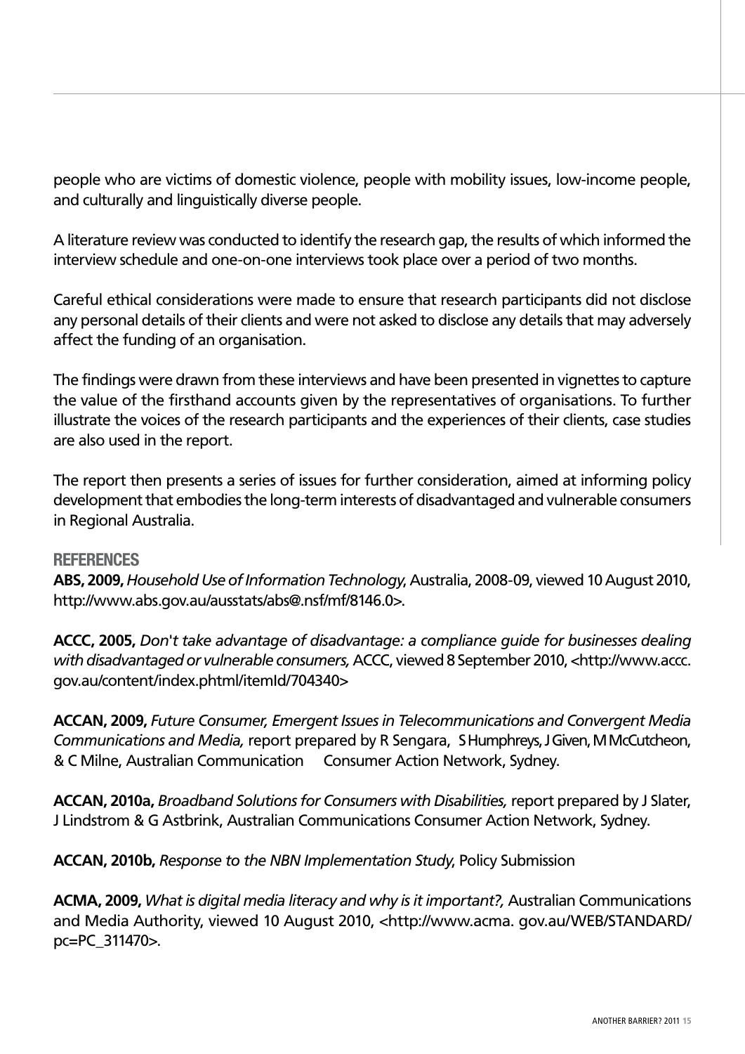people who are victims of domestic violence, people with mobility issues, low-income people, and culturally and linguistically diverse people.

A literature review was conducted to identify the research gap, the results of which informed the interview schedule and one-on-one interviews took place over a period of two months.

Careful ethical considerations were made to ensure that research participants did not disclose any personal details of their clients and were not asked to disclose any details that may adversely affect the funding of an organisation.

The findings were drawn from these interviews and have been presented in vignettes to capture the value of the firsthand accounts given by the representatives of organisations. To further illustrate the voices of the research participants and the experiences of their clients, case studies are also used in the report.

The report then presents a series of issues for further consideration, aimed at informing policy development that embodies the long-term interests of disadvantaged and vulnerable consumers in Regional Australia.

## REFERENCES

**ABS, 2009,** *Household Use of Information Technology*, Australia, 2008-09, viewed 10 August 2010, http://www.abs.gov.au/ausstats/abs@.nsf/mf/8146.0>.

**ACCC, 2005,** *Don't take advantage of disadvantage: a compliance guide for businesses dealing with disadvantaged or vulnerable consumers,* ACCC, viewed 8 September 2010, <http://www.accc.gov.au/content/index.phtml/itemId/704340>

**ACCAN, 2009,** *Future Consumer, Emergent Issues in Telecommunications and Convergent Media Communications and Media,* report prepared by R Sengara, S Humphreys, J Given, M McCutcheon, & C Milne, Australian Communication Consumer Action Network, Sydney.

**ACCAN, 2010a,** *Broadband Solutions for Consumers with Disabilities,* report prepared by J Slater, J Lindstrom & G Astbrink, Australian Communications Consumer Action Network, Sydney.

**ACCAN, 2010b,** *Response to the NBN Implementation Study*, Policy Submission

**ACMA, 2009,** *What is digital media literacy and why is it important?,* Australian Communications and Media Authority, viewed 10 August 2010, <http://www.acma. gov.au/WEB/STANDARD/pc=PC_311470>.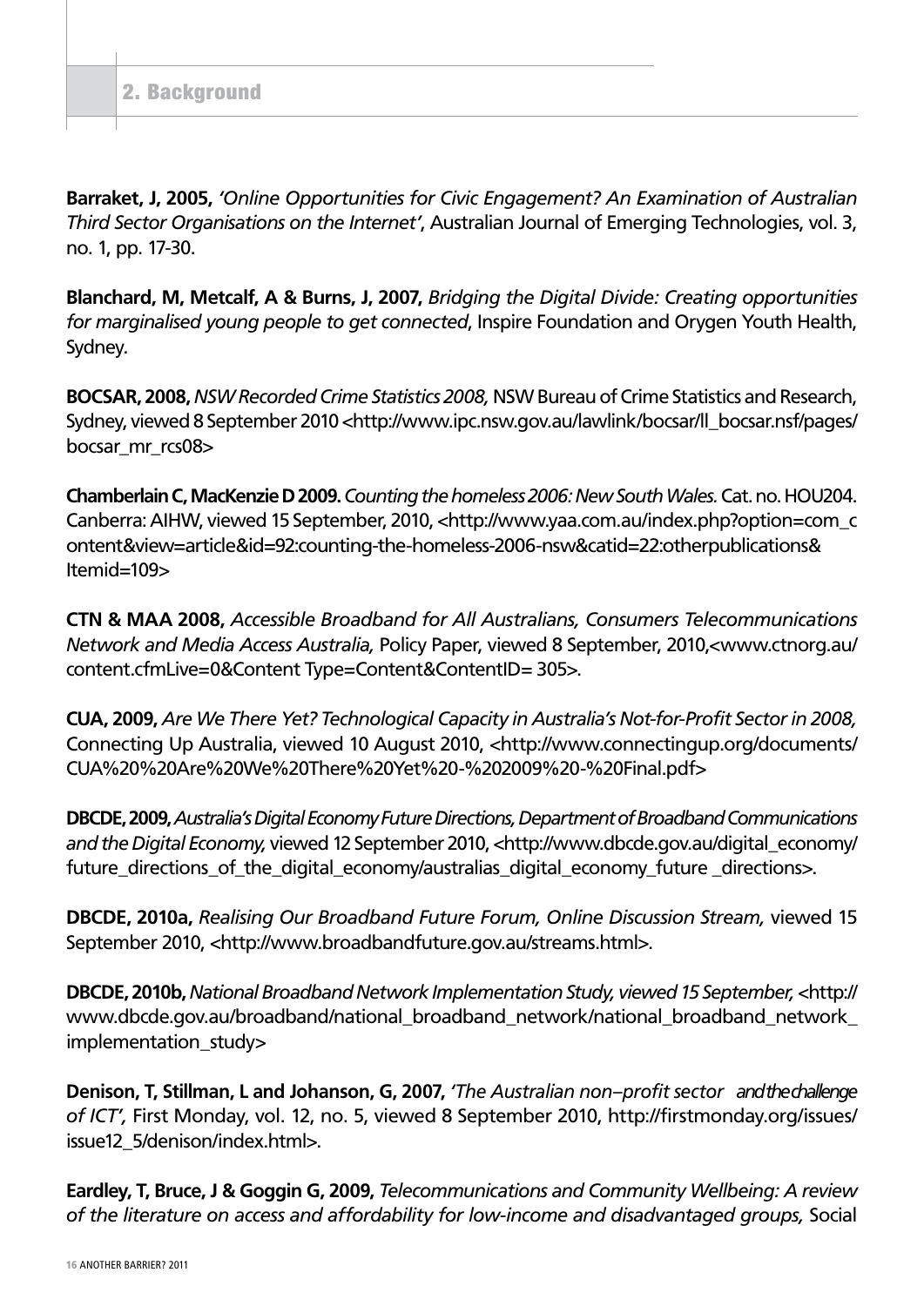**Barraket, J, 2005,** *'Online Opportunities for Civic Engagement? An Examination of Australian Third Sector Organisations on the Internet'*, Australian Journal of Emerging Technologies, vol. 3, no. 1, pp. 17-30.

**Blanchard, M, Metcalf, A & Burns, J, 2007,** *Bridging the Digital Divide: Creating opportunities for marginalised young people to get connected*, Inspire Foundation and Orygen Youth Health, Sydney.

**BOCSAR, 2008,** *NSW Recorded Crime Statistics 2008,* NSW Bureau of Crime Statistics and Research, Sydney, viewed 8 September 2010 <http://www.ipc.nsw.gov.au/lawlink/bocsar/ll_bocsar.nsf/pages/bocsar_mr_rcs08>

**Chamberlain C, MacKenzie D 2009.** *Counting the homeless 2006: New South Wales.* Cat. no. HOU204. Canberra: AIHW, viewed 15 September, 2010, <http://www.yaa.com.au/index.php?option=com_content&view=article&id=92:counting-the-homeless-2006-nsw&catid=22:otherpublications&Itemid=109>

**CTN & MAA 2008,** *Accessible Broadband for All Australians, Consumers Telecommunications Network and Media Access Australia,* Policy Paper, viewed 8 September, 2010,<www.ctnorg.au/content.cfmLive=0&Content Type=Content&ContentID= 305>.

**CUA, 2009,** *Are We There Yet? Technological Capacity in Australia's Not-for-Profit Sector in 2008,* Connecting Up Australia, viewed 10 August 2010, <http://www.connectingup.org/documents/CUA%20%20Are%20We%20There%20Yet%20-%202009%20-%20Final.pdf>

**DBCDE, 2009,** *Australia's Digital Economy Future Directions, Department of Broadband Communications and the Digital Economy,* viewed 12 September 2010, <http://www.dbcde.gov.au/digital_economy/future_directions_of_the_digital_economy/australias_digital_economy_future _directions>.

**DBCDE, 2010a,** *Realising Our Broadband Future Forum, Online Discussion Stream,* viewed 15 September 2010, <http://www.broadbandfuture.gov.au/streams.html>.

**DBCDE, 2010b,** *National Broadband Network Implementation Study, viewed 15 September,* <http://www.dbcde.gov.au/broadband/national_broadband_network/national_broadband_network_implementation_study>

**Denison, T, Stillman, L and Johanson, G, 2007,** *'The Australian non–profit sector and the challenge of ICT',* First Monday, vol. 12, no. 5, viewed 8 September 2010, http://firstmonday.org/issues/issue12_5/denison/index.html>.

**Eardley, T, Bruce, J & Goggin G, 2009,** *Telecommunications and Community Wellbeing: A review of the literature on access and affordability for low-income and disadvantaged groups,* Social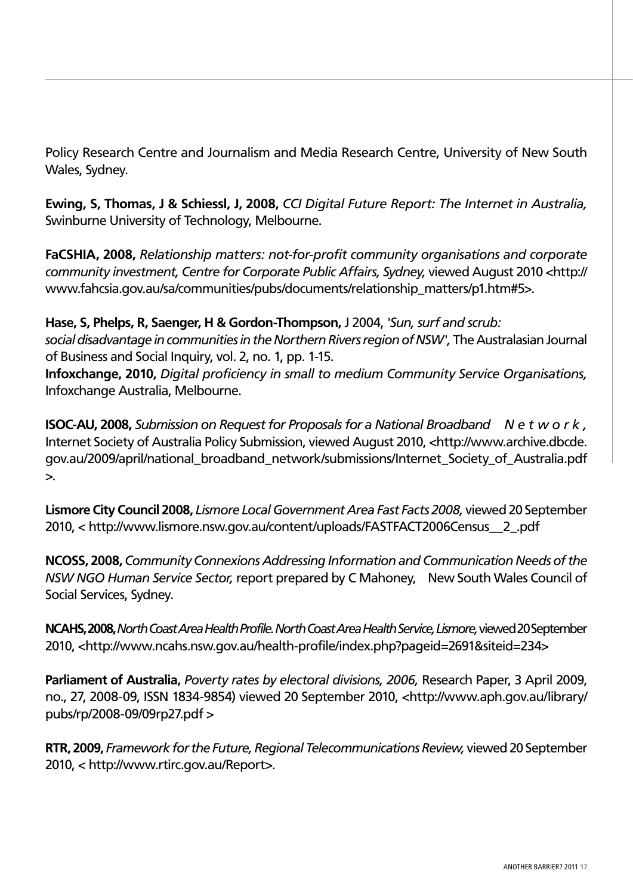Policy Research Centre and Journalism and Media Research Centre, University of New South Wales, Sydney.

**Ewing, S, Thomas, J & Schiessl, J, 2008,** *CCI Digital Future Report: The Internet in Australia,* Swinburne University of Technology, Melbourne.

**FaCSHIA, 2008,** *Relationship matters: not-for-profit community organisations and corporate community investment, Centre for Corporate Public Affairs, Sydney,* viewed August 2010 <http://www.fahcsia.gov.au/sa/communities/pubs/documents/relationship_matters/p1.htm#5>.

**Hase, S, Phelps, R, Saenger, H & Gordon-Thompson,** J 2004, *'Sun, surf and scrub: social disadvantage in communities in the Northern Rivers region of NSW',* The Australasian Journal of Business and Social Inquiry, vol. 2, no. 1, pp. 1-15.
**Infoxchange, 2010,** *Digital proficiency in small to medium Community Service Organisations,* Infoxchange Australia, Melbourne.

**ISOC-AU, 2008,** *Submission on Request for Proposals for a National Broadband Network,* Internet Society of Australia Policy Submission, viewed August 2010, <http://www.archive.dbcde.gov.au/2009/april/national_broadband_network/submissions/Internet_Society_of_Australia.pdf>.

**Lismore City Council 2008,** *Lismore Local Government Area Fast Facts 2008,* viewed 20 September 2010, < http://www.lismore.nsw.gov.au/content/uploads/FASTFACT2006Census__2_.pdf

**NCOSS, 2008,** *Community Connexions Addressing Information and Communication Needs of the NSW NGO Human Service Sector,* report prepared by C Mahoney, New South Wales Council of Social Services, Sydney.

**NCAHS, 2008,** *North Coast Area Health Profile. North Coast Area Health Service, Lismore,* viewed 20 September 2010, <http://www.ncahs.nsw.gov.au/health-profile/index.php?pageid=2691&siteid=234>

**Parliament of Australia,** *Poverty rates by electoral divisions, 2006,* Research Paper, 3 April 2009, no., 27, 2008-09, ISSN 1834-9854) viewed 20 September 2010, <http://www.aph.gov.au/library/pubs/rp/2008-09/09rp27.pdf >

**RTR, 2009,** *Framework for the Future, Regional Telecommunications Review,* viewed 20 September 2010, < http://www.rtirc.gov.au/Report>.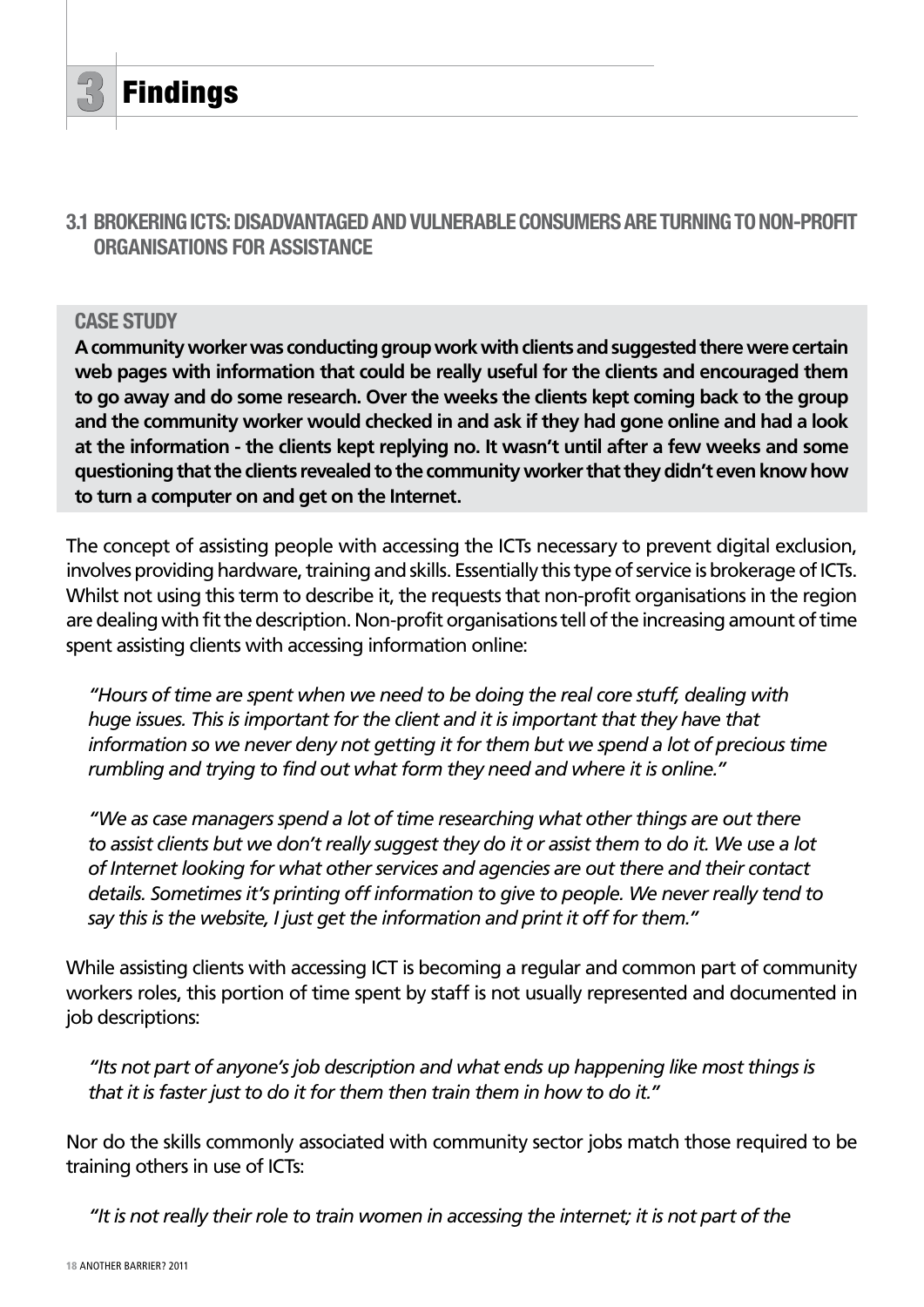# 3 Findings

## 3.1 BROKERING ICTS: DISADVANTAGED AND VULNERABLE CONSUMERS ARE TURNING TO NON-PROFIT ORGANISATIONS FOR ASSISTANCE

**CASE STUDY**

**A community worker was conducting group work with clients and suggested there were certain web pages with information that could be really useful for the clients and encouraged them to go away and do some research. Over the weeks the clients kept coming back to the group and the community worker would checked in and ask if they had gone online and had a look at the information - the clients kept replying no. It wasn't until after a few weeks and some questioning that the clients revealed to the community worker that they didn't even know how to turn a computer on and get on the Internet.**

The concept of assisting people with accessing the ICTs necessary to prevent digital exclusion, involves providing hardware, training and skills. Essentially this type of service is brokerage of ICTs. Whilst not using this term to describe it, the requests that non-profit organisations in the region are dealing with fit the description. Non-profit organisations tell of the increasing amount of time spent assisting clients with accessing information online:

> *"Hours of time are spent when we need to be doing the real core stuff, dealing with huge issues. This is important for the client and it is important that they have that information so we never deny not getting it for them but we spend a lot of precious time rumbling and trying to find out what form they need and where it is online."*

> *"We as case managers spend a lot of time researching what other things are out there to assist clients but we don't really suggest they do it or assist them to do it. We use a lot of Internet looking for what other services and agencies are out there and their contact details. Sometimes it's printing off information to give to people. We never really tend to say this is the website, I just get the information and print it off for them."*

While assisting clients with accessing ICT is becoming a regular and common part of community workers roles, this portion of time spent by staff is not usually represented and documented in job descriptions:

> *"Its not part of anyone's job description and what ends up happening like most things is that it is faster just to do it for them then train them in how to do it."*

Nor do the skills commonly associated with community sector jobs match those required to be training others in use of ICTs:

> *"It is not really their role to train women in accessing the internet; it is not part of the*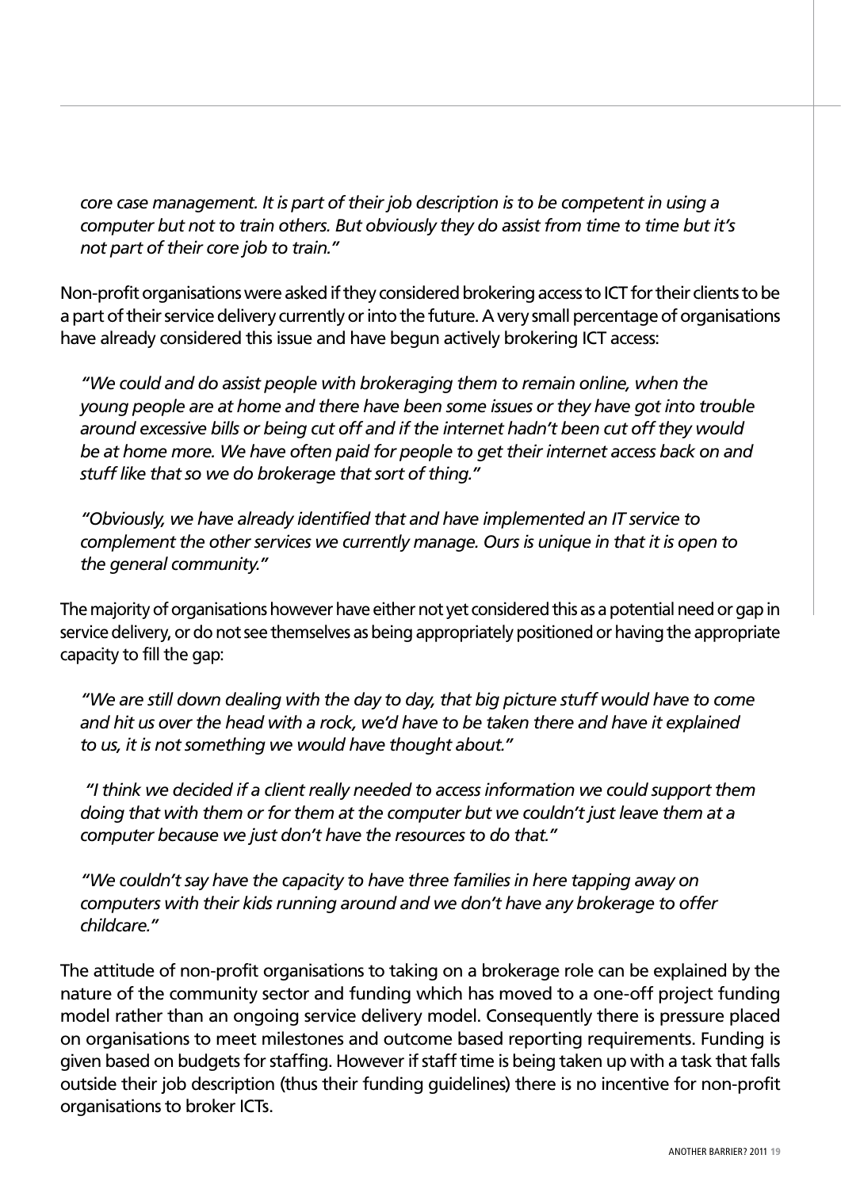*core case management. It is part of their job description is to be competent in using a computer but not to train others. But obviously they do assist from time to time but it's not part of their core job to train."*

Non-profit organisations were asked if they considered brokering access to ICT for their clients to be a part of their service delivery currently or into the future. A very small percentage of organisations have already considered this issue and have begun actively brokering ICT access:

*"We could and do assist people with brokeraging them to remain online, when the young people are at home and there have been some issues or they have got into trouble around excessive bills or being cut off and if the internet hadn't been cut off they would be at home more. We have often paid for people to get their internet access back on and stuff like that so we do brokerage that sort of thing."*

*"Obviously, we have already identified that and have implemented an IT service to complement the other services we currently manage. Ours is unique in that it is open to the general community."*

The majority of organisations however have either not yet considered this as a potential need or gap in service delivery, or do not see themselves as being appropriately positioned or having the appropriate capacity to fill the gap:

*"We are still down dealing with the day to day, that big picture stuff would have to come and hit us over the head with a rock, we'd have to be taken there and have it explained to us, it is not something we would have thought about."*

*"I think we decided if a client really needed to access information we could support them doing that with them or for them at the computer but we couldn't just leave them at a computer because we just don't have the resources to do that."*

*"We couldn't say have the capacity to have three families in here tapping away on computers with their kids running around and we don't have any brokerage to offer childcare."*

The attitude of non-profit organisations to taking on a brokerage role can be explained by the nature of the community sector and funding which has moved to a one-off project funding model rather than an ongoing service delivery model. Consequently there is pressure placed on organisations to meet milestones and outcome based reporting requirements. Funding is given based on budgets for staffing. However if staff time is being taken up with a task that falls outside their job description (thus their funding guidelines) there is no incentive for non-profit organisations to broker ICTs.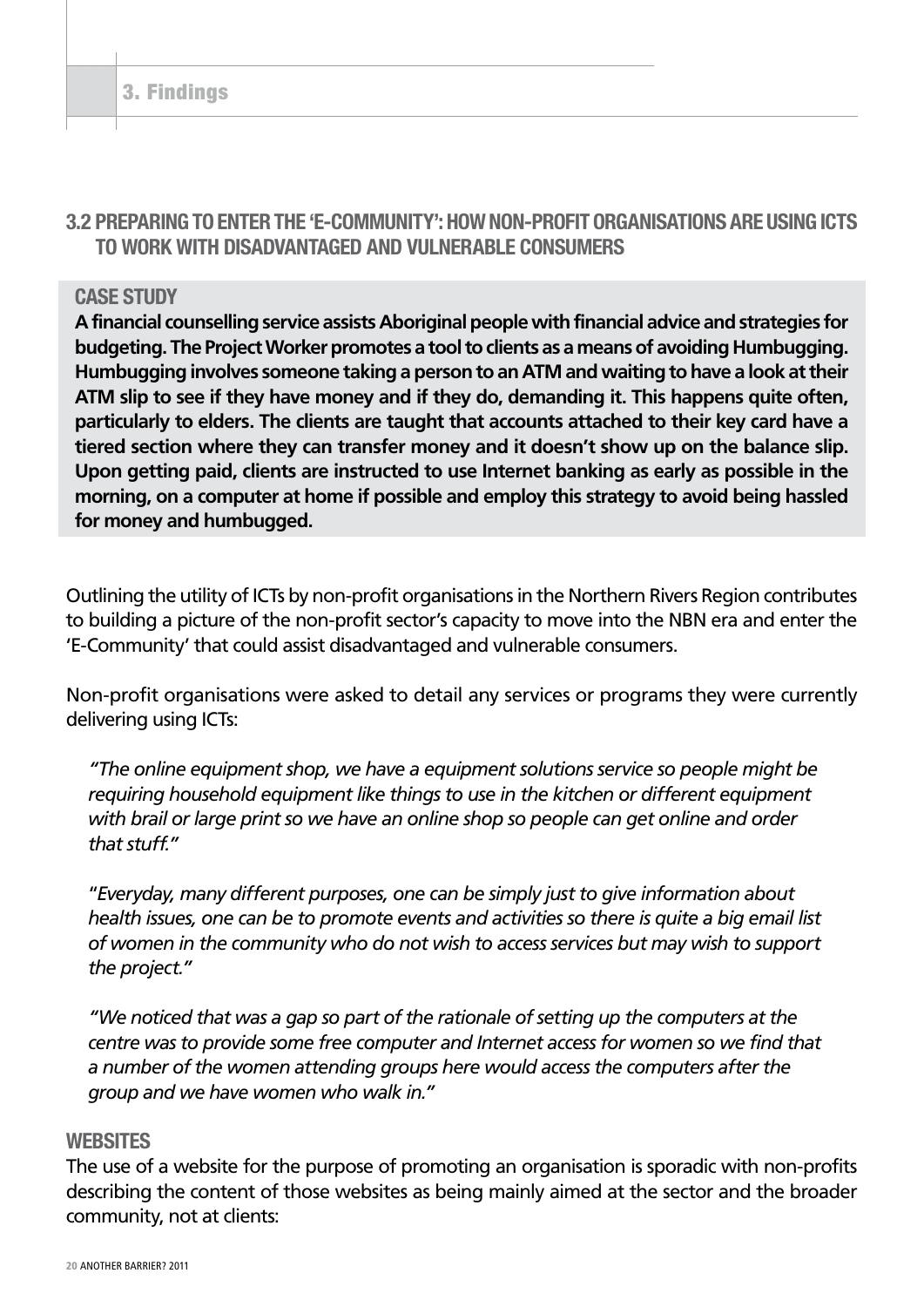## 3.2 PREPARING TO ENTER THE 'E-COMMUNITY': HOW NON-PROFIT ORGANISATIONS ARE USING ICTS TO WORK WITH DISADVANTAGED AND VULNERABLE CONSUMERS

### CASE STUDY

**A financial counselling service assists Aboriginal people with financial advice and strategies for budgeting. The Project Worker promotes a tool to clients as a means of avoiding Humbugging. Humbugging involves someone taking a person to an ATM and waiting to have a look at their ATM slip to see if they have money and if they do, demanding it. This happens quite often, particularly to elders. The clients are taught that accounts attached to their key card have a tiered section where they can transfer money and it doesn't show up on the balance slip. Upon getting paid, clients are instructed to use Internet banking as early as possible in the morning, on a computer at home if possible and employ this strategy to avoid being hassled for money and humbugged.**

Outlining the utility of ICTs by non-profit organisations in the Northern Rivers Region contributes to building a picture of the non-profit sector's capacity to move into the NBN era and enter the 'E-Community' that could assist disadvantaged and vulnerable consumers.

Non-profit organisations were asked to detail any services or programs they were currently delivering using ICTs:

> *"The online equipment shop, we have a equipment solutions service so people might be requiring household equipment like things to use in the kitchen or different equipment with brail or large print so we have an online shop so people can get online and order that stuff."*

> *"Everyday, many different purposes, one can be simply just to give information about health issues, one can be to promote events and activities so there is quite a big email list of women in the community who do not wish to access services but may wish to support the project."*

> *"We noticed that was a gap so part of the rationale of setting up the computers at the centre was to provide some free computer and Internet access for women so we find that a number of the women attending groups here would access the computers after the group and we have women who walk in."*

### WEBSITES

The use of a website for the purpose of promoting an organisation is sporadic with non-profits describing the content of those websites as being mainly aimed at the sector and the broader community, not at clients: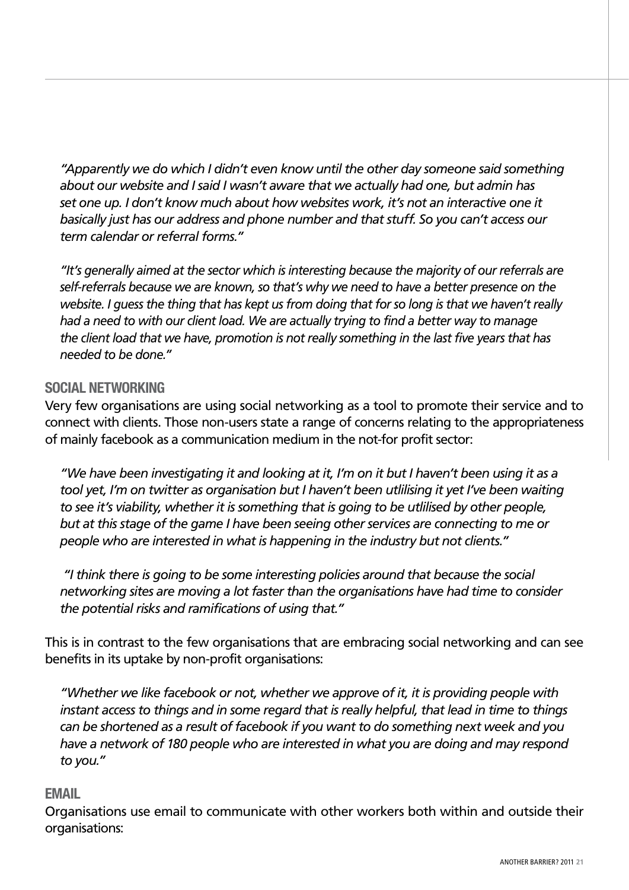*"Apparently we do which I didn't even know until the other day someone said something about our website and I said I wasn't aware that we actually had one, but admin has set one up. I don't know much about how websites work, it's not an interactive one it basically just has our address and phone number and that stuff. So you can't access our term calendar or referral forms."*

*"It's generally aimed at the sector which is interesting because the majority of our referrals are self-referrals because we are known, so that's why we need to have a better presence on the website. I guess the thing that has kept us from doing that for so long is that we haven't really had a need to with our client load. We are actually trying to find a better way to manage the client load that we have, promotion is not really something in the last five years that has needed to be done."*

## SOCIAL NETWORKING

Very few organisations are using social networking as a tool to promote their service and to connect with clients. Those non-users state a range of concerns relating to the appropriateness of mainly facebook as a communication medium in the not-for profit sector:

*"We have been investigating it and looking at it, I'm on it but I haven't been using it as a tool yet, I'm on twitter as organisation but I haven't been utlilising it yet I've been waiting to see it's viability, whether it is something that is going to be utlilised by other people, but at this stage of the game I have been seeing other services are connecting to me or people who are interested in what is happening in the industry but not clients."*

*"I think there is going to be some interesting policies around that because the social networking sites are moving a lot faster than the organisations have had time to consider the potential risks and ramifications of using that."*

This is in contrast to the few organisations that are embracing social networking and can see benefits in its uptake by non-profit organisations:

*"Whether we like facebook or not, whether we approve of it, it is providing people with instant access to things and in some regard that is really helpful, that lead in time to things can be shortened as a result of facebook if you want to do something next week and you have a network of 180 people who are interested in what you are doing and may respond to you."*

## EMAIL

Organisations use email to communicate with other workers both within and outside their organisations: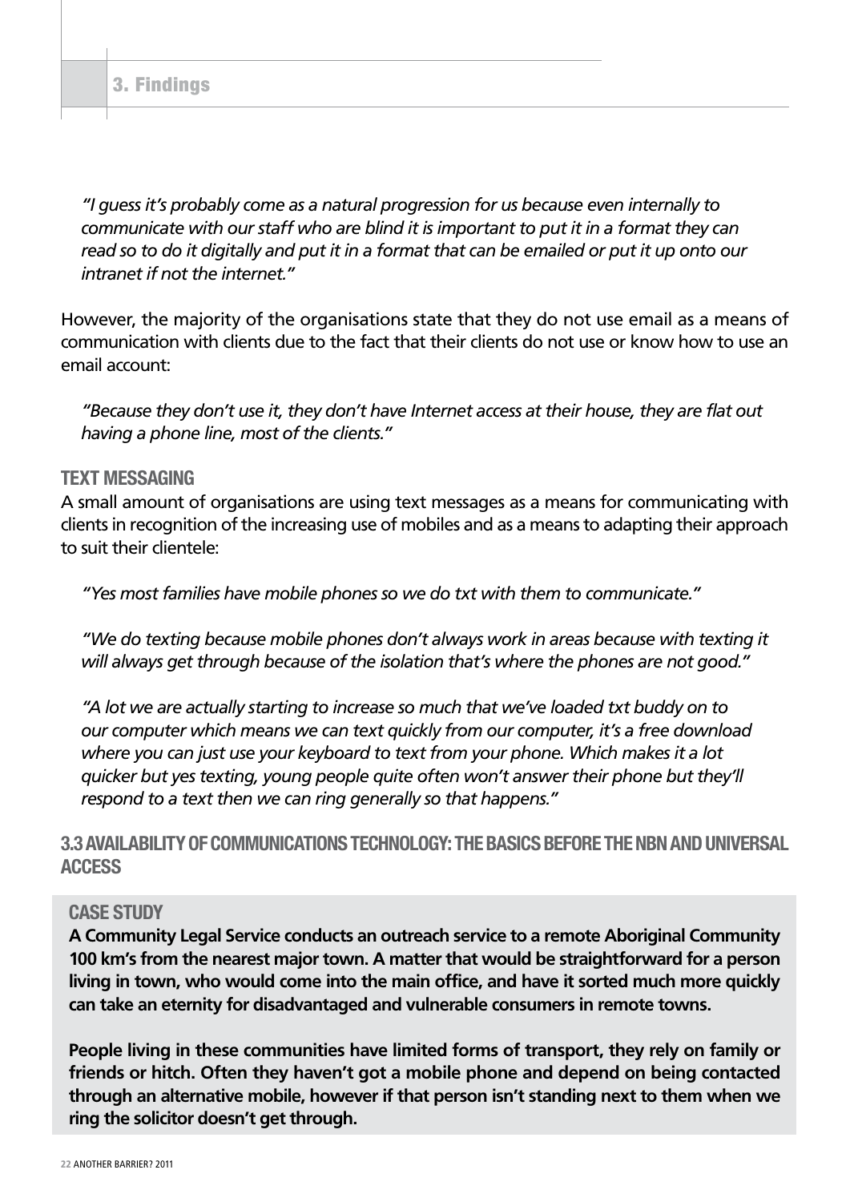*"I guess it's probably come as a natural progression for us because even internally to communicate with our staff who are blind it is important to put it in a format they can read so to do it digitally and put it in a format that can be emailed or put it up onto our intranet if not the internet."*

However, the majority of the organisations state that they do not use email as a means of communication with clients due to the fact that their clients do not use or know how to use an email account:

*"Because they don't use it, they don't have Internet access at their house, they are flat out having a phone line, most of the clients."*

### TEXT MESSAGING

A small amount of organisations are using text messages as a means for communicating with clients in recognition of the increasing use of mobiles and as a means to adapting their approach to suit their clientele:

*"Yes most families have mobile phones so we do txt with them to communicate."*

*"We do texting because mobile phones don't always work in areas because with texting it will always get through because of the isolation that's where the phones are not good."*

*"A lot we are actually starting to increase so much that we've loaded txt buddy on to our computer which means we can text quickly from our computer, it's a free download where you can just use your keyboard to text from your phone. Which makes it a lot quicker but yes texting, young people quite often won't answer their phone but they'll respond to a text then we can ring generally so that happens."*

## 3.3 AVAILABILITY OF COMMUNICATIONS TECHNOLOGY: THE BASICS BEFORE THE NBN AND UNIVERSAL ACCESS

### CASE STUDY

**A Community Legal Service conducts an outreach service to a remote Aboriginal Community 100 km's from the nearest major town. A matter that would be straightforward for a person living in town, who would come into the main office, and have it sorted much more quickly can take an eternity for disadvantaged and vulnerable consumers in remote towns.**

**People living in these communities have limited forms of transport, they rely on family or friends or hitch. Often they haven't got a mobile phone and depend on being contacted through an alternative mobile, however if that person isn't standing next to them when we ring the solicitor doesn't get through.**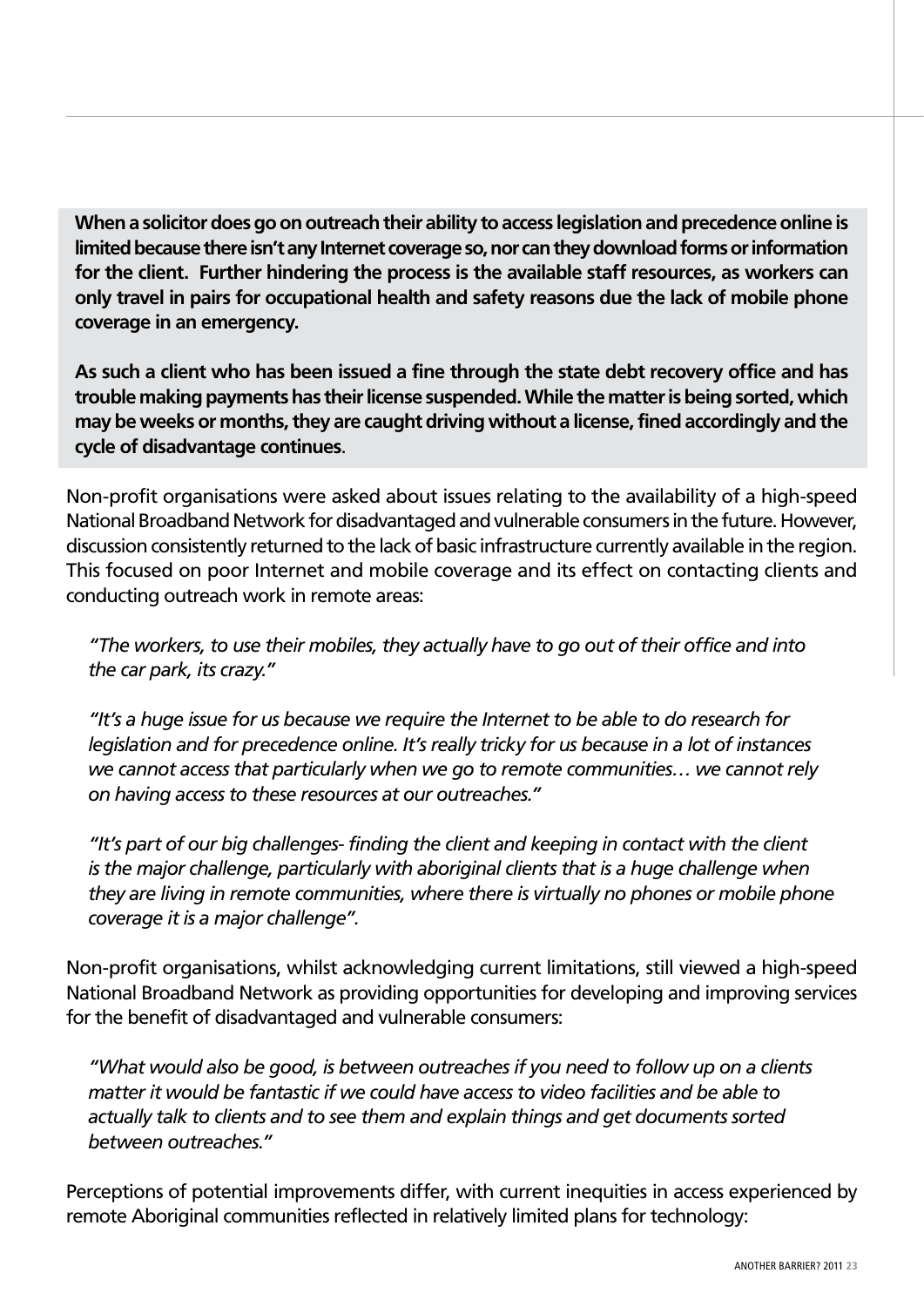**When a solicitor does go on outreach their ability to access legislation and precedence online is limited because there isn't any Internet coverage so, nor can they download forms or information for the client. Further hindering the process is the available staff resources, as workers can only travel in pairs for occupational health and safety reasons due the lack of mobile phone coverage in an emergency.**

**As such a client who has been issued a fine through the state debt recovery office and has trouble making payments has their license suspended. While the matter is being sorted, which may be weeks or months, they are caught driving without a license, fined accordingly and the cycle of disadvantage continues**.

Non-profit organisations were asked about issues relating to the availability of a high-speed National Broadband Network for disadvantaged and vulnerable consumers in the future. However, discussion consistently returned to the lack of basic infrastructure currently available in the region. This focused on poor Internet and mobile coverage and its effect on contacting clients and conducting outreach work in remote areas:

*"The workers, to use their mobiles, they actually have to go out of their office and into the car park, its crazy."*

*"It's a huge issue for us because we require the Internet to be able to do research for legislation and for precedence online. It's really tricky for us because in a lot of instances we cannot access that particularly when we go to remote communities… we cannot rely on having access to these resources at our outreaches."*

*"It's part of our big challenges- finding the client and keeping in contact with the client is the major challenge, particularly with aboriginal clients that is a huge challenge when they are living in remote communities, where there is virtually no phones or mobile phone coverage it is a major challenge".*

Non-profit organisations, whilst acknowledging current limitations, still viewed a high-speed National Broadband Network as providing opportunities for developing and improving services for the benefit of disadvantaged and vulnerable consumers:

*"What would also be good, is between outreaches if you need to follow up on a clients matter it would be fantastic if we could have access to video facilities and be able to actually talk to clients and to see them and explain things and get documents sorted between outreaches."*

Perceptions of potential improvements differ, with current inequities in access experienced by remote Aboriginal communities reflected in relatively limited plans for technology: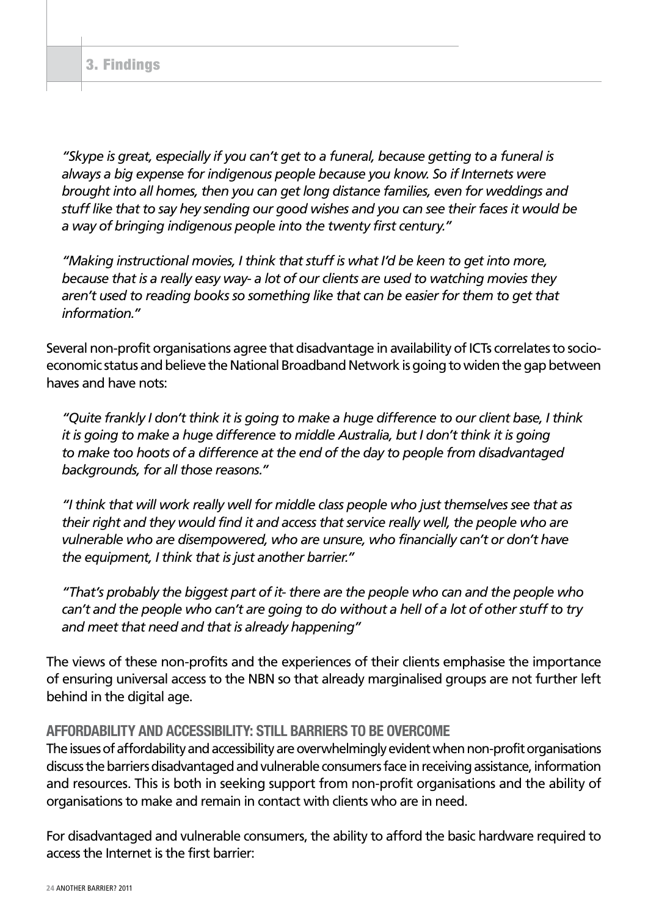*"Skype is great, especially if you can't get to a funeral, because getting to a funeral is always a big expense for indigenous people because you know. So if Internets were brought into all homes, then you can get long distance families, even for weddings and stuff like that to say hey sending our good wishes and you can see their faces it would be a way of bringing indigenous people into the twenty first century."*

*"Making instructional movies, I think that stuff is what I'd be keen to get into more, because that is a really easy way- a lot of our clients are used to watching movies they aren't used to reading books so something like that can be easier for them to get that information."*

Several non-profit organisations agree that disadvantage in availability of ICTs correlates to socio-economic status and believe the National Broadband Network is going to widen the gap between haves and have nots:

*"Quite frankly I don't think it is going to make a huge difference to our client base, I think it is going to make a huge difference to middle Australia, but I don't think it is going to make too hoots of a difference at the end of the day to people from disadvantaged backgrounds, for all those reasons."*

*"I think that will work really well for middle class people who just themselves see that as their right and they would find it and access that service really well, the people who are vulnerable who are disempowered, who are unsure, who financially can't or don't have the equipment, I think that is just another barrier."*

*"That's probably the biggest part of it- there are the people who can and the people who can't and the people who can't are going to do without a hell of a lot of other stuff to try and meet that need and that is already happening"*

The views of these non-profits and the experiences of their clients emphasise the importance of ensuring universal access to the NBN so that already marginalised groups are not further left behind in the digital age.

## AFFORDABILITY AND ACCESSIBILITY: STILL BARRIERS TO BE OVERCOME

The issues of affordability and accessibility are overwhelmingly evident when non-profit organisations discuss the barriers disadvantaged and vulnerable consumers face in receiving assistance, information and resources. This is both in seeking support from non-profit organisations and the ability of organisations to make and remain in contact with clients who are in need.

For disadvantaged and vulnerable consumers, the ability to afford the basic hardware required to access the Internet is the first barrier: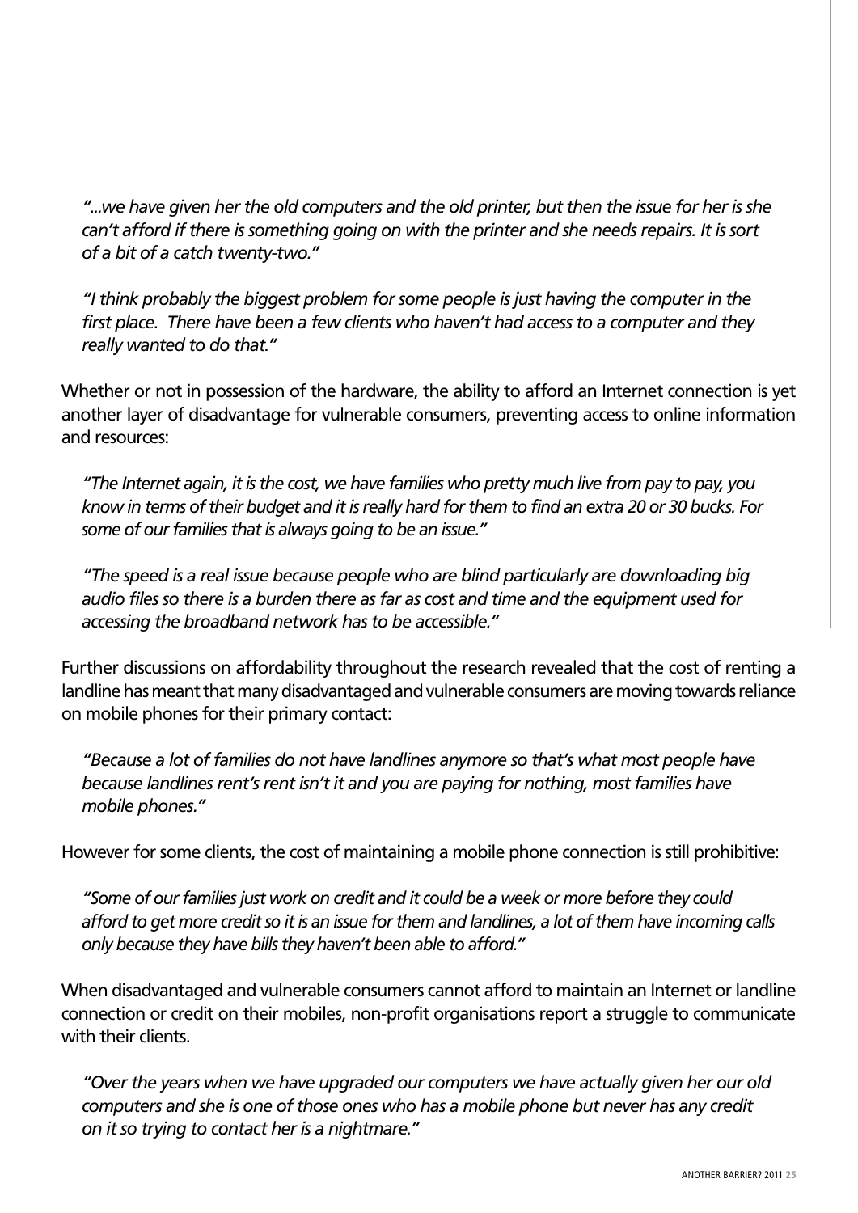*"...we have given her the old computers and the old printer, but then the issue for her is she can't afford if there is something going on with the printer and she needs repairs. It is sort of a bit of a catch twenty-two."*

*"I think probably the biggest problem for some people is just having the computer in the first place.  There have been a few clients who haven't had access to a computer and they really wanted to do that."*

Whether or not in possession of the hardware, the ability to afford an Internet connection is yet another layer of disadvantage for vulnerable consumers, preventing access to online information and resources:

*"The Internet again, it is the cost, we have families who pretty much live from pay to pay, you know in terms of their budget and it is really hard for them to find an extra 20 or 30 bucks. For some of our families that is always going to be an issue."*

*"The speed is a real issue because people who are blind particularly are downloading big audio files so there is a burden there as far as cost and time and the equipment used for accessing the broadband network has to be accessible."*

Further discussions on affordability throughout the research revealed that the cost of renting a landline has meant that many disadvantaged and vulnerable consumers are moving towards reliance on mobile phones for their primary contact:

*"Because a lot of families do not have landlines anymore so that's what most people have because landlines rent's rent isn't it and you are paying for nothing, most families have mobile phones."*

However for some clients, the cost of maintaining a mobile phone connection is still prohibitive:

*"Some of our families just work on credit and it could be a week or more before they could afford to get more credit so it is an issue for them and landlines, a lot of them have incoming calls only because they have bills they haven't been able to afford."*

When disadvantaged and vulnerable consumers cannot afford to maintain an Internet or landline connection or credit on their mobiles, non-profit organisations report a struggle to communicate with their clients.

*"Over the years when we have upgraded our computers we have actually given her our old computers and she is one of those ones who has a mobile phone but never has any credit on it so trying to contact her is a nightmare."*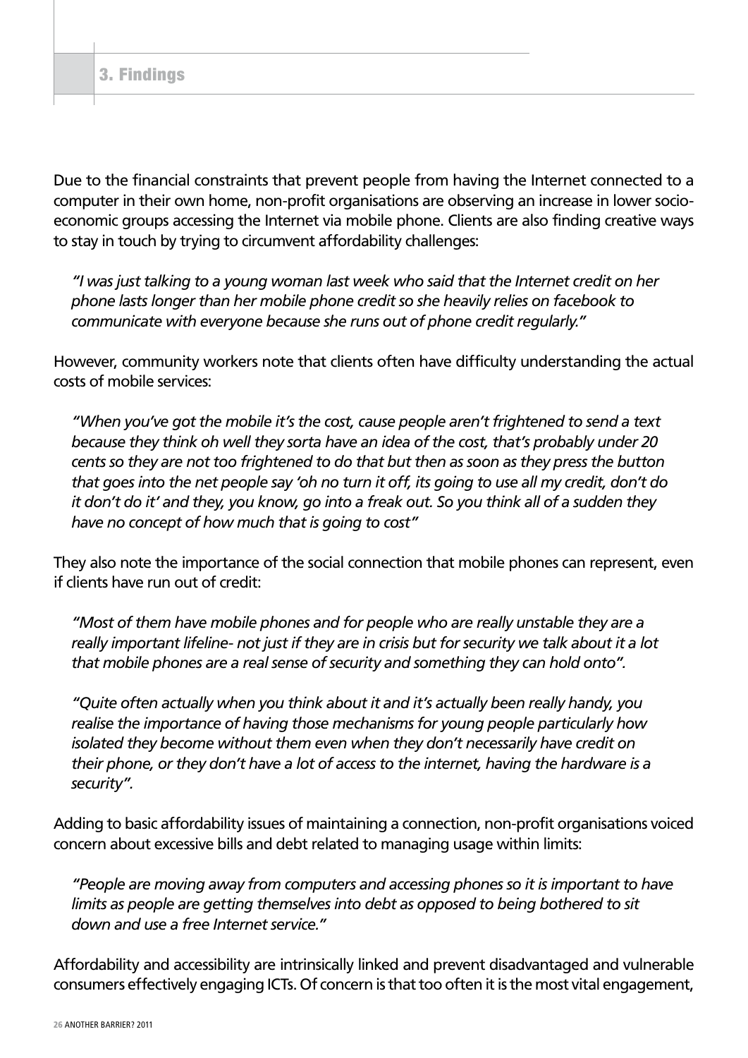Due to the financial constraints that prevent people from having the Internet connected to a computer in their own home, non-profit organisations are observing an increase in lower socio-economic groups accessing the Internet via mobile phone. Clients are also finding creative ways to stay in touch by trying to circumvent affordability challenges:

> *"I was just talking to a young woman last week who said that the Internet credit on her phone lasts longer than her mobile phone credit so she heavily relies on facebook to communicate with everyone because she runs out of phone credit regularly."*

However, community workers note that clients often have difficulty understanding the actual costs of mobile services:

> *"When you've got the mobile it's the cost, cause people aren't frightened to send a text because they think oh well they sorta have an idea of the cost, that's probably under 20 cents so they are not too frightened to do that but then as soon as they press the button that goes into the net people say 'oh no turn it off, its going to use all my credit, don't do it don't do it' and they, you know, go into a freak out. So you think all of a sudden they have no concept of how much that is going to cost"*

They also note the importance of the social connection that mobile phones can represent, even if clients have run out of credit:

> *"Most of them have mobile phones and for people who are really unstable they are a really important lifeline- not just if they are in crisis but for security we talk about it a lot that mobile phones are a real sense of security and something they can hold onto".*

> *"Quite often actually when you think about it and it's actually been really handy, you realise the importance of having those mechanisms for young people particularly how isolated they become without them even when they don't necessarily have credit on their phone, or they don't have a lot of access to the internet, having the hardware is a security".*

Adding to basic affordability issues of maintaining a connection, non-profit organisations voiced concern about excessive bills and debt related to managing usage within limits:

> *"People are moving away from computers and accessing phones so it is important to have limits as people are getting themselves into debt as opposed to being bothered to sit down and use a free Internet service."*

Affordability and accessibility are intrinsically linked and prevent disadvantaged and vulnerable consumers effectively engaging ICTs. Of concern is that too often it is the most vital engagement,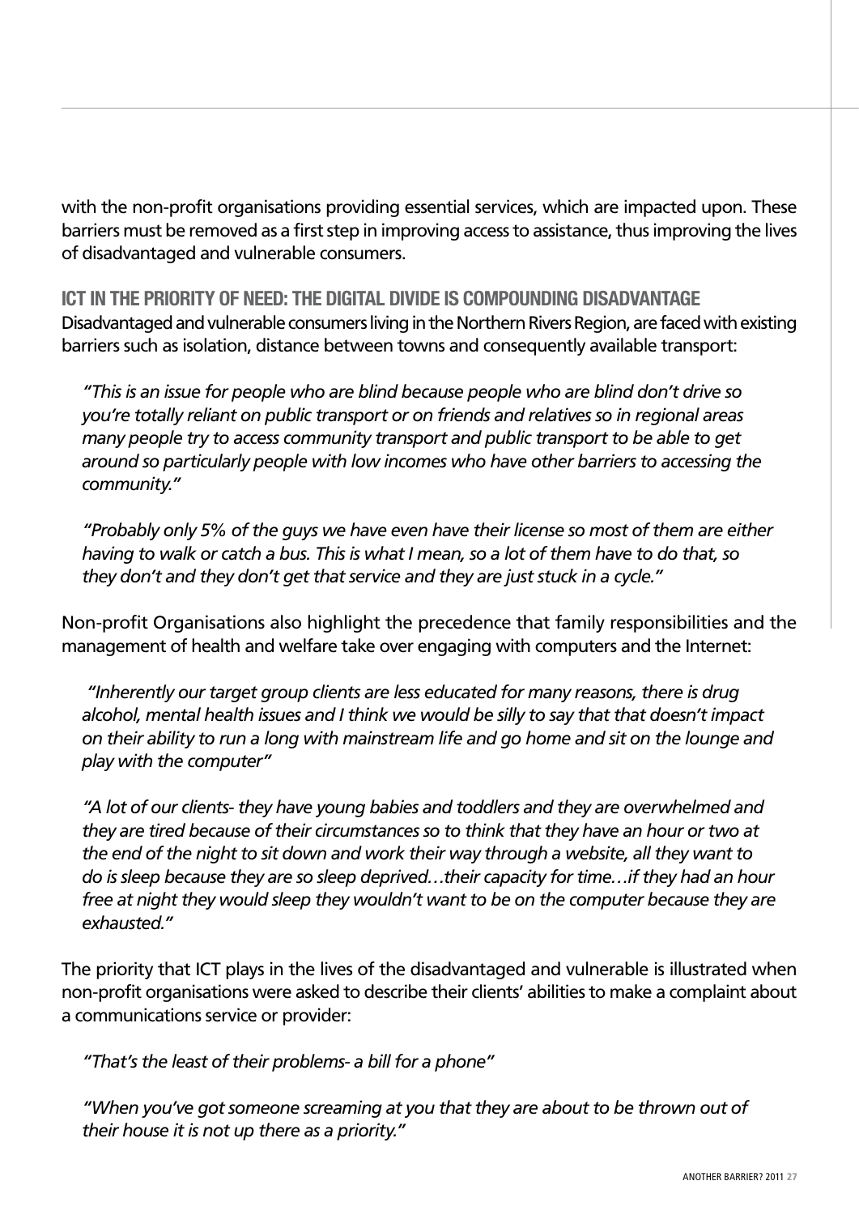with the non-profit organisations providing essential services, which are impacted upon. These barriers must be removed as a first step in improving access to assistance, thus improving the lives of disadvantaged and vulnerable consumers.

## ICT IN THE PRIORITY OF NEED: THE DIGITAL DIVIDE IS COMPOUNDING DISADVANTAGE

Disadvantaged and vulnerable consumers living in the Northern Rivers Region, are faced with existing barriers such as isolation, distance between towns and consequently available transport:

> *"This is an issue for people who are blind because people who are blind don't drive so you're totally reliant on public transport or on friends and relatives so in regional areas many people try to access community transport and public transport to be able to get around so particularly people with low incomes who have other barriers to accessing the community."*

> *"Probably only 5% of the guys we have even have their license so most of them are either having to walk or catch a bus. This is what I mean, so a lot of them have to do that, so they don't and they don't get that service and they are just stuck in a cycle."*

Non-profit Organisations also highlight the precedence that family responsibilities and the management of health and welfare take over engaging with computers and the Internet:

> *"Inherently our target group clients are less educated for many reasons, there is drug alcohol, mental health issues and I think we would be silly to say that that doesn't impact on their ability to run a long with mainstream life and go home and sit on the lounge and play with the computer"*

> *"A lot of our clients- they have young babies and toddlers and they are overwhelmed and they are tired because of their circumstances so to think that they have an hour or two at the end of the night to sit down and work their way through a website, all they want to do is sleep because they are so sleep deprived…their capacity for time…if they had an hour free at night they would sleep they wouldn't want to be on the computer because they are exhausted."*

The priority that ICT plays in the lives of the disadvantaged and vulnerable is illustrated when non-profit organisations were asked to describe their clients' abilities to make a complaint about a communications service or provider:

> *"That's the least of their problems- a bill for a phone"*

> *"When you've got someone screaming at you that they are about to be thrown out of their house it is not up there as a priority."*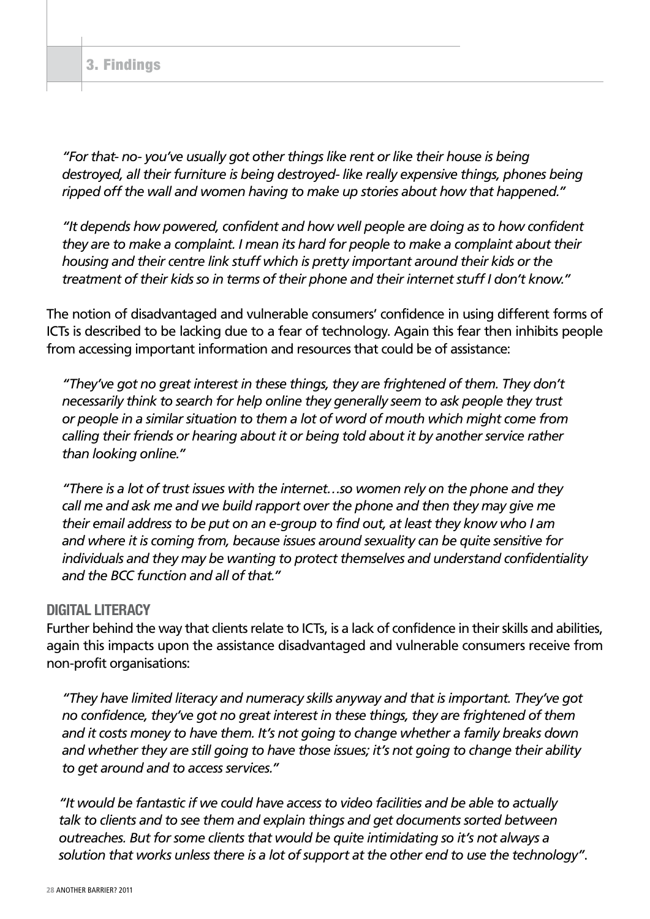*"For that- no- you've usually got other things like rent or like their house is being destroyed, all their furniture is being destroyed- like really expensive things, phones being ripped off the wall and women having to make up stories about how that happened."*

*"It depends how powered, confident and how well people are doing as to how confident they are to make a complaint. I mean its hard for people to make a complaint about their housing and their centre link stuff which is pretty important around their kids or the treatment of their kids so in terms of their phone and their internet stuff I don't know."*

The notion of disadvantaged and vulnerable consumers' confidence in using different forms of ICTs is described to be lacking due to a fear of technology. Again this fear then inhibits people from accessing important information and resources that could be of assistance:

*"They've got no great interest in these things, they are frightened of them. They don't necessarily think to search for help online they generally seem to ask people they trust or people in a similar situation to them a lot of word of mouth which might come from calling their friends or hearing about it or being told about it by another service rather than looking online."*

*"There is a lot of trust issues with the internet…so women rely on the phone and they call me and ask me and we build rapport over the phone and then they may give me their email address to be put on an e-group to find out, at least they know who I am and where it is coming from, because issues around sexuality can be quite sensitive for individuals and they may be wanting to protect themselves and understand confidentiality and the BCC function and all of that."*

### DIGITAL LITERACY

Further behind the way that clients relate to ICTs, is a lack of confidence in their skills and abilities, again this impacts upon the assistance disadvantaged and vulnerable consumers receive from non-profit organisations:

*"They have limited literacy and numeracy skills anyway and that is important. They've got no confidence, they've got no great interest in these things, they are frightened of them and it costs money to have them. It's not going to change whether a family breaks down and whether they are still going to have those issues; it's not going to change their ability to get around and to access services."*

*"It would be fantastic if we could have access to video facilities and be able to actually talk to clients and to see them and explain things and get documents sorted between outreaches. But for some clients that would be quite intimidating so it's not always a solution that works unless there is a lot of support at the other end to use the technology".*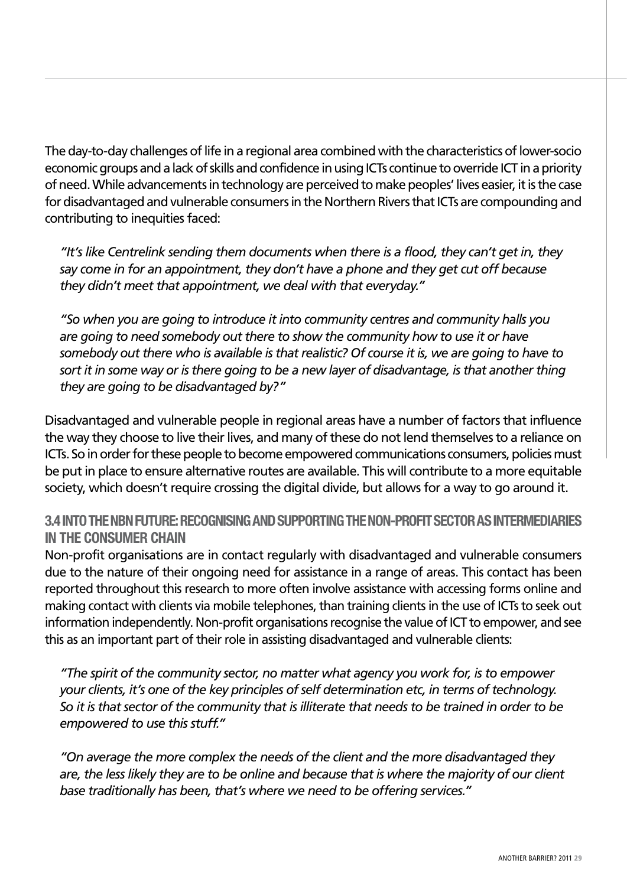The day-to-day challenges of life in a regional area combined with the characteristics of lower-socio economic groups and a lack of skills and confidence in using ICTs continue to override ICT in a priority of need. While advancements in technology are perceived to make peoples' lives easier, it is the case for disadvantaged and vulnerable consumers in the Northern Rivers that ICTs are compounding and contributing to inequities faced:

> *"It's like Centrelink sending them documents when there is a flood, they can't get in, they say come in for an appointment, they don't have a phone and they get cut off because they didn't meet that appointment, we deal with that everyday."*

> *"So when you are going to introduce it into community centres and community halls you are going to need somebody out there to show the community how to use it or have somebody out there who is available is that realistic? Of course it is, we are going to have to sort it in some way or is there going to be a new layer of disadvantage, is that another thing they are going to be disadvantaged by?"*

Disadvantaged and vulnerable people in regional areas have a number of factors that influence the way they choose to live their lives, and many of these do not lend themselves to a reliance on ICTs. So in order for these people to become empowered communications consumers, policies must be put in place to ensure alternative routes are available. This will contribute to a more equitable society, which doesn't require crossing the digital divide, but allows for a way to go around it.

### 3.4 INTO THE NBN FUTURE: RECOGNISING AND SUPPORTING THE NON-PROFIT SECTOR AS INTERMEDIARIES IN THE CONSUMER CHAIN

Non-profit organisations are in contact regularly with disadvantaged and vulnerable consumers due to the nature of their ongoing need for assistance in a range of areas. This contact has been reported throughout this research to more often involve assistance with accessing forms online and making contact with clients via mobile telephones, than training clients in the use of ICTs to seek out information independently. Non-profit organisations recognise the value of ICT to empower, and see this as an important part of their role in assisting disadvantaged and vulnerable clients:

> *"The spirit of the community sector, no matter what agency you work for, is to empower your clients, it's one of the key principles of self determination etc, in terms of technology. So it is that sector of the community that is illiterate that needs to be trained in order to be empowered to use this stuff."*

> *"On average the more complex the needs of the client and the more disadvantaged they are, the less likely they are to be online and because that is where the majority of our client base traditionally has been, that's where we need to be offering services."*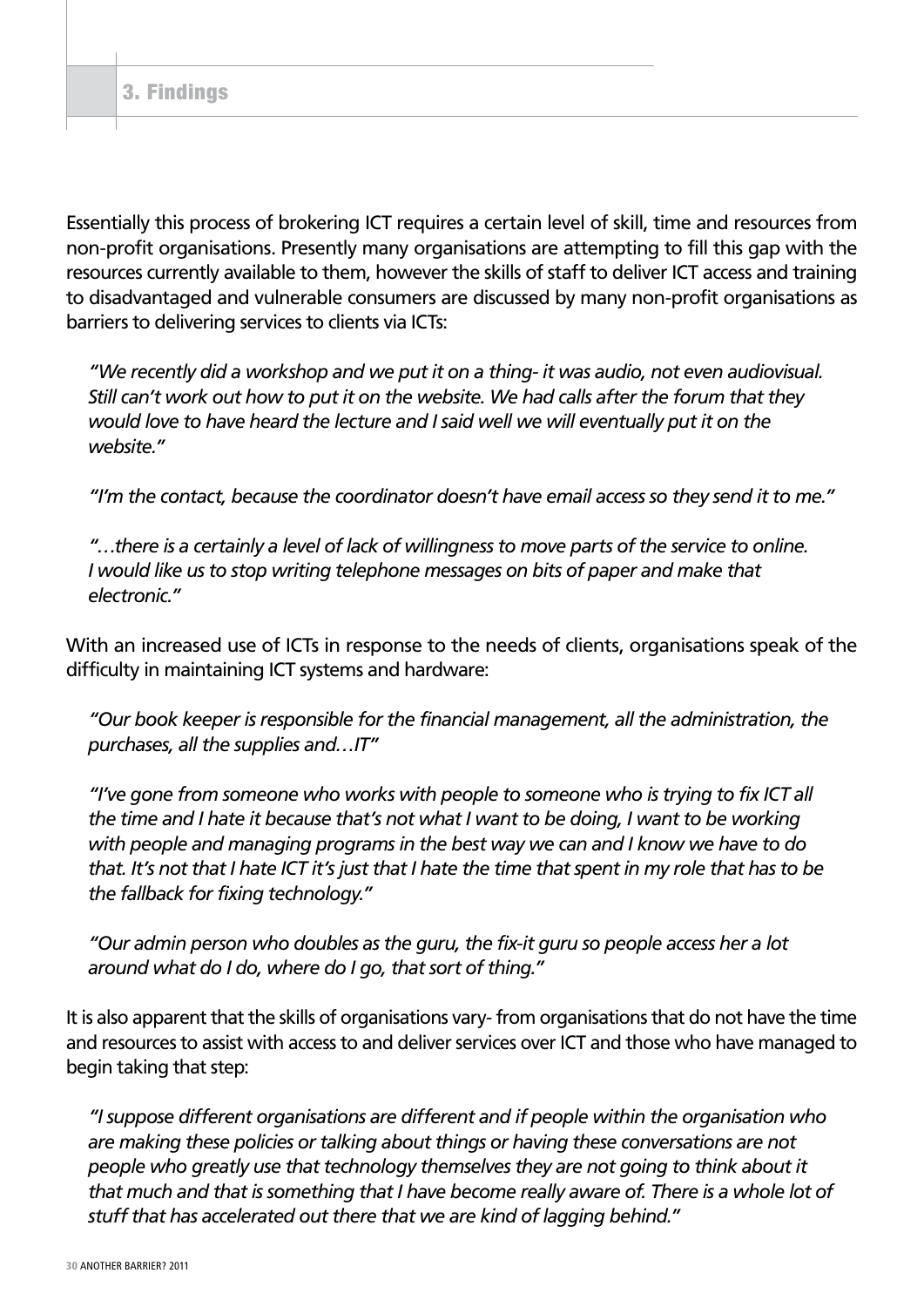## 3. Findings

Essentially this process of brokering ICT requires a certain level of skill, time and resources from non-profit organisations. Presently many organisations are attempting to fill this gap with the resources currently available to them, however the skills of staff to deliver ICT access and training to disadvantaged and vulnerable consumers are discussed by many non-profit organisations as barriers to delivering services to clients via ICTs:

> *"We recently did a workshop and we put it on a thing- it was audio, not even audiovisual. Still can't work out how to put it on the website. We had calls after the forum that they would love to have heard the lecture and I said well we will eventually put it on the website."*

> *"I'm the contact, because the coordinator doesn't have email access so they send it to me."*

> *"…there is a certainly a level of lack of willingness to move parts of the service to online. I would like us to stop writing telephone messages on bits of paper and make that electronic."*

With an increased use of ICTs in response to the needs of clients, organisations speak of the difficulty in maintaining ICT systems and hardware:

> *"Our book keeper is responsible for the financial management, all the administration, the purchases, all the supplies and…IT"*

> *"I've gone from someone who works with people to someone who is trying to fix ICT all the time and I hate it because that's not what I want to be doing, I want to be working with people and managing programs in the best way we can and I know we have to do that. It's not that I hate ICT it's just that I hate the time that spent in my role that has to be the fallback for fixing technology."*

> *"Our admin person who doubles as the guru, the fix-it guru so people access her a lot around what do I do, where do I go, that sort of thing."*

It is also apparent that the skills of organisations vary- from organisations that do not have the time and resources to assist with access to and deliver services over ICT and those who have managed to begin taking that step:

> *"I suppose different organisations are different and if people within the organisation who are making these policies or talking about things or having these conversations are not people who greatly use that technology themselves they are not going to think about it that much and that is something that I have become really aware of. There is a whole lot of stuff that has accelerated out there that we are kind of lagging behind."*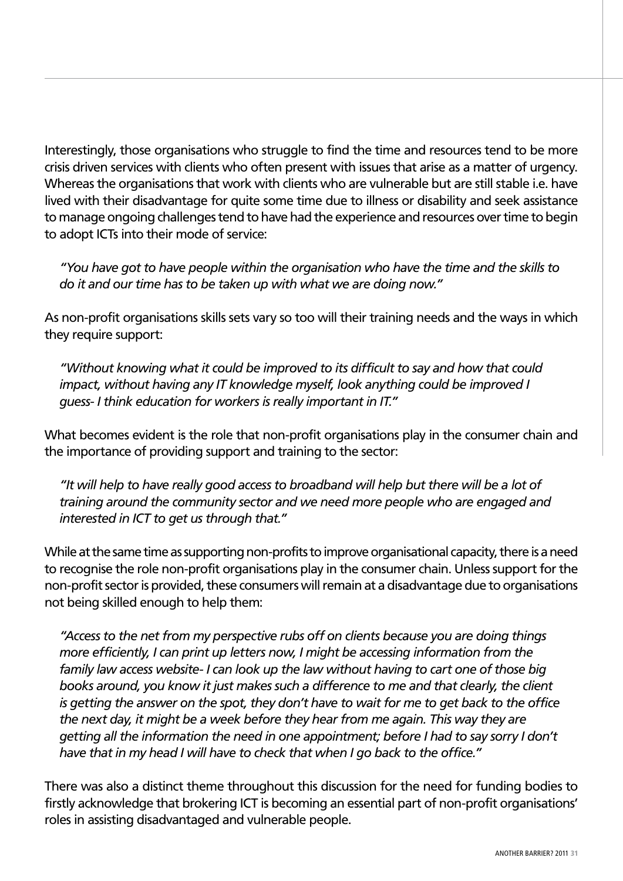Interestingly, those organisations who struggle to find the time and resources tend to be more crisis driven services with clients who often present with issues that arise as a matter of urgency. Whereas the organisations that work with clients who are vulnerable but are still stable i.e. have lived with their disadvantage for quite some time due to illness or disability and seek assistance to manage ongoing challenges tend to have had the experience and resources over time to begin to adopt ICTs into their mode of service:

> *"You have got to have people within the organisation who have the time and the skills to do it and our time has to be taken up with what we are doing now."*

As non-profit organisations skills sets vary so too will their training needs and the ways in which they require support:

> *"Without knowing what it could be improved to its difficult to say and how that could impact, without having any IT knowledge myself, look anything could be improved I guess- I think education for workers is really important in IT."*

What becomes evident is the role that non-profit organisations play in the consumer chain and the importance of providing support and training to the sector:

> *"It will help to have really good access to broadband will help but there will be a lot of training around the community sector and we need more people who are engaged and interested in ICT to get us through that."*

While at the same time as supporting non-profits to improve organisational capacity, there is a need to recognise the role non-profit organisations play in the consumer chain. Unless support for the non-profit sector is provided, these consumers will remain at a disadvantage due to organisations not being skilled enough to help them:

> *"Access to the net from my perspective rubs off on clients because you are doing things more efficiently, I can print up letters now, I might be accessing information from the family law access website- I can look up the law without having to cart one of those big books around, you know it just makes such a difference to me and that clearly, the client is getting the answer on the spot, they don't have to wait for me to get back to the office the next day, it might be a week before they hear from me again. This way they are getting all the information the need in one appointment; before I had to say sorry I don't have that in my head I will have to check that when I go back to the office."*

There was also a distinct theme throughout this discussion for the need for funding bodies to firstly acknowledge that brokering ICT is becoming an essential part of non-profit organisations' roles in assisting disadvantaged and vulnerable people.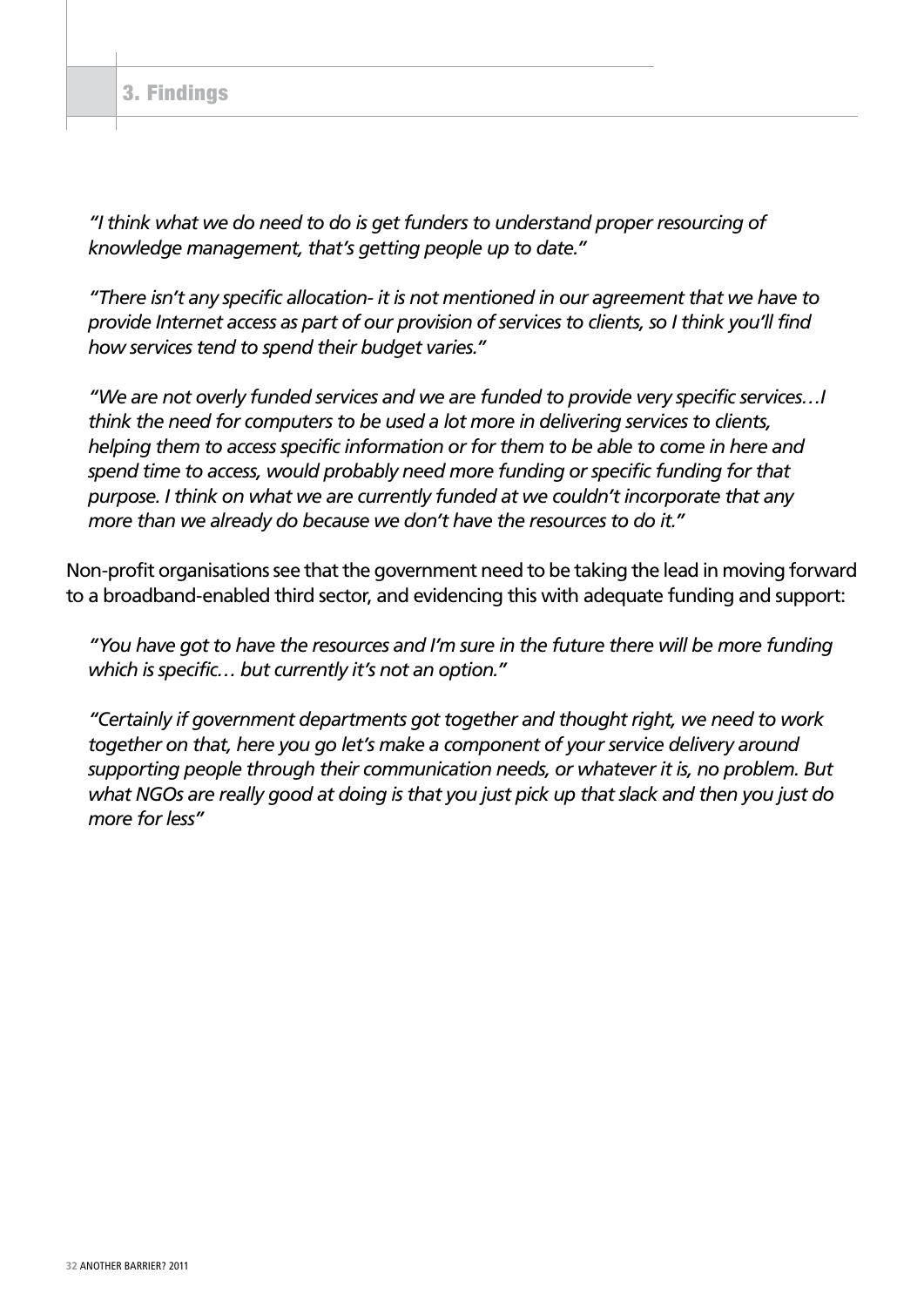## 3. Findings

> *"I think what we do need to do is get funders to understand proper resourcing of knowledge management, that's getting people up to date."*

> *"There isn't any specific allocation- it is not mentioned in our agreement that we have to provide Internet access as part of our provision of services to clients, so I think you'll find how services tend to spend their budget varies."*

> *"We are not overly funded services and we are funded to provide very specific services…I think the need for computers to be used a lot more in delivering services to clients, helping them to access specific information or for them to be able to come in here and spend time to access, would probably need more funding or specific funding for that purpose. I think on what we are currently funded at we couldn't incorporate that any more than we already do because we don't have the resources to do it."*

Non-profit organisations see that the government need to be taking the lead in moving forward to a broadband-enabled third sector, and evidencing this with adequate funding and support:

> *"You have got to have the resources and I'm sure in the future there will be more funding which is specific… but currently it's not an option."*

> *"Certainly if government departments got together and thought right, we need to work together on that, here you go let's make a component of your service delivery around supporting people through their communication needs, or whatever it is, no problem. But what NGOs are really good at doing is that you just pick up that slack and then you just do more for less"*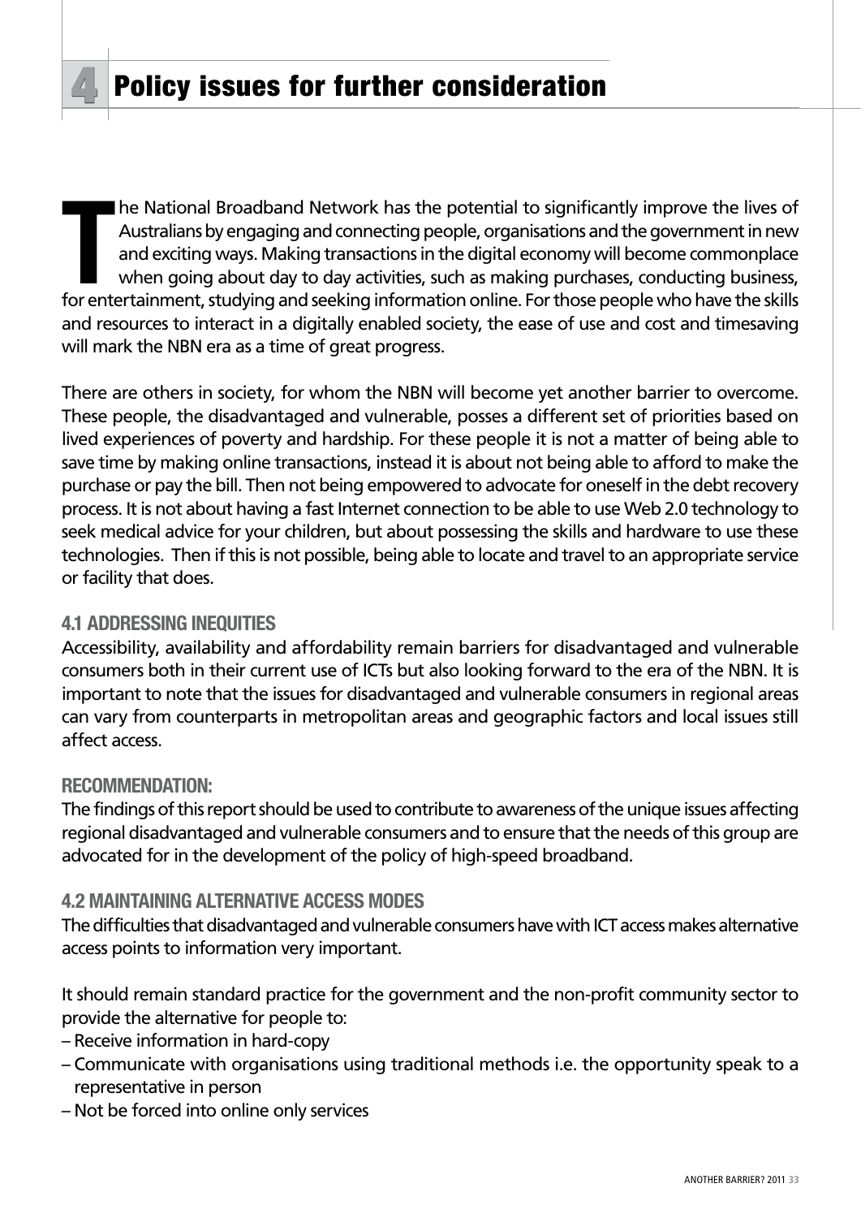# 4 Policy issues for further consideration

The National Broadband Network has the potential to significantly improve the lives of Australians by engaging and connecting people, organisations and the government in new and exciting ways. Making transactions in the digital economy will become commonplace when going about day to day activities, such as making purchases, conducting business, for entertainment, studying and seeking information online. For those people who have the skills and resources to interact in a digitally enabled society, the ease of use and cost and timesaving will mark the NBN era as a time of great progress.

There are others in society, for whom the NBN will become yet another barrier to overcome. These people, the disadvantaged and vulnerable, posses a different set of priorities based on lived experiences of poverty and hardship. For these people it is not a matter of being able to save time by making online transactions, instead it is about not being able to afford to make the purchase or pay the bill. Then not being empowered to advocate for oneself in the debt recovery process. It is not about having a fast Internet connection to be able to use Web 2.0 technology to seek medical advice for your children, but about possessing the skills and hardware to use these technologies. Then if this is not possible, being able to locate and travel to an appropriate service or facility that does.

### 4.1 ADDRESSING INEQUITIES

Accessibility, availability and affordability remain barriers for disadvantaged and vulnerable consumers both in their current use of ICTs but also looking forward to the era of the NBN. It is important to note that the issues for disadvantaged and vulnerable consumers in regional areas can vary from counterparts in metropolitan areas and geographic factors and local issues still affect access.

### RECOMMENDATION:

The findings of this report should be used to contribute to awareness of the unique issues affecting regional disadvantaged and vulnerable consumers and to ensure that the needs of this group are advocated for in the development of the policy of high-speed broadband.

### 4.2 MAINTAINING ALTERNATIVE ACCESS MODES

The difficulties that disadvantaged and vulnerable consumers have with ICT access makes alternative access points to information very important.

It should remain standard practice for the government and the non-profit community sector to provide the alternative for people to:

- Receive information in hard-copy
- Communicate with organisations using traditional methods i.e. the opportunity speak to a representative in person
- Not be forced into online only services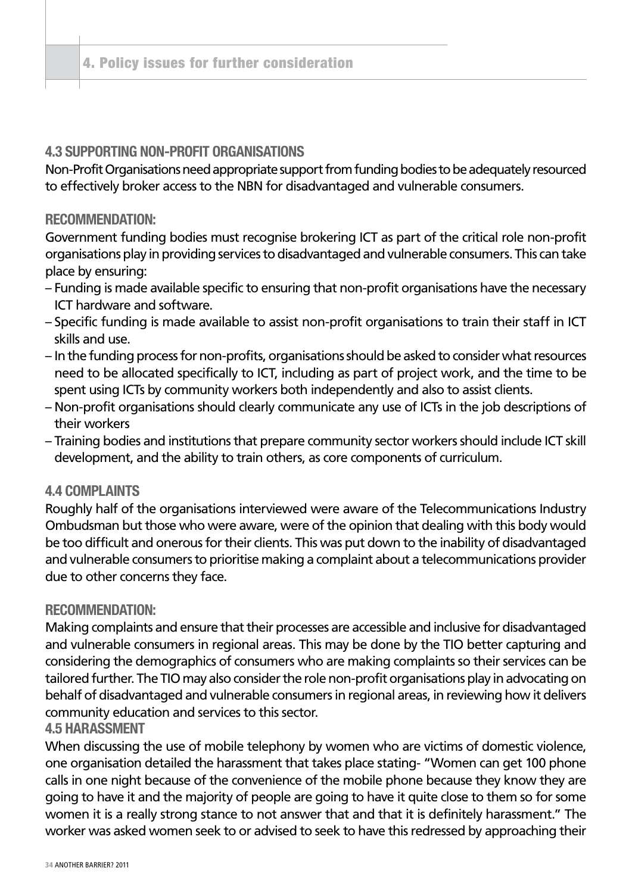## 4.3 SUPPORTING NON-PROFIT ORGANISATIONS

Non-Profit Organisations need appropriate support from funding bodies to be adequately resourced to effectively broker access to the NBN for disadvantaged and vulnerable consumers.

### RECOMMENDATION:

Government funding bodies must recognise brokering ICT as part of the critical role non-profit organisations play in providing services to disadvantaged and vulnerable consumers. This can take place by ensuring:

- Funding is made available specific to ensuring that non-profit organisations have the necessary ICT hardware and software.
- Specific funding is made available to assist non-profit organisations to train their staff in ICT skills and use.
- In the funding process for non-profits, organisations should be asked to consider what resources need to be allocated specifically to ICT, including as part of project work, and the time to be spent using ICTs by community workers both independently and also to assist clients.
- Non-profit organisations should clearly communicate any use of ICTs in the job descriptions of their workers
- Training bodies and institutions that prepare community sector workers should include ICT skill development, and the ability to train others, as core components of curriculum.

## 4.4 COMPLAINTS

Roughly half of the organisations interviewed were aware of the Telecommunications Industry Ombudsman but those who were aware, were of the opinion that dealing with this body would be too difficult and onerous for their clients. This was put down to the inability of disadvantaged and vulnerable consumers to prioritise making a complaint about a telecommunications provider due to other concerns they face.

### RECOMMENDATION:

Making complaints and ensure that their processes are accessible and inclusive for disadvantaged and vulnerable consumers in regional areas. This may be done by the TIO better capturing and considering the demographics of consumers who are making complaints so their services can be tailored further. The TIO may also consider the role non-profit organisations play in advocating on behalf of disadvantaged and vulnerable consumers in regional areas, in reviewing how it delivers community education and services to this sector.

## 4.5 HARASSMENT

When discussing the use of mobile telephony by women who are victims of domestic violence, one organisation detailed the harassment that takes place stating- "Women can get 100 phone calls in one night because of the convenience of the mobile phone because they know they are going to have it and the majority of people are going to have it quite close to them so for some women it is a really strong stance to not answer that and that it is definitely harassment." The worker was asked women seek to or advised to seek to have this redressed by approaching their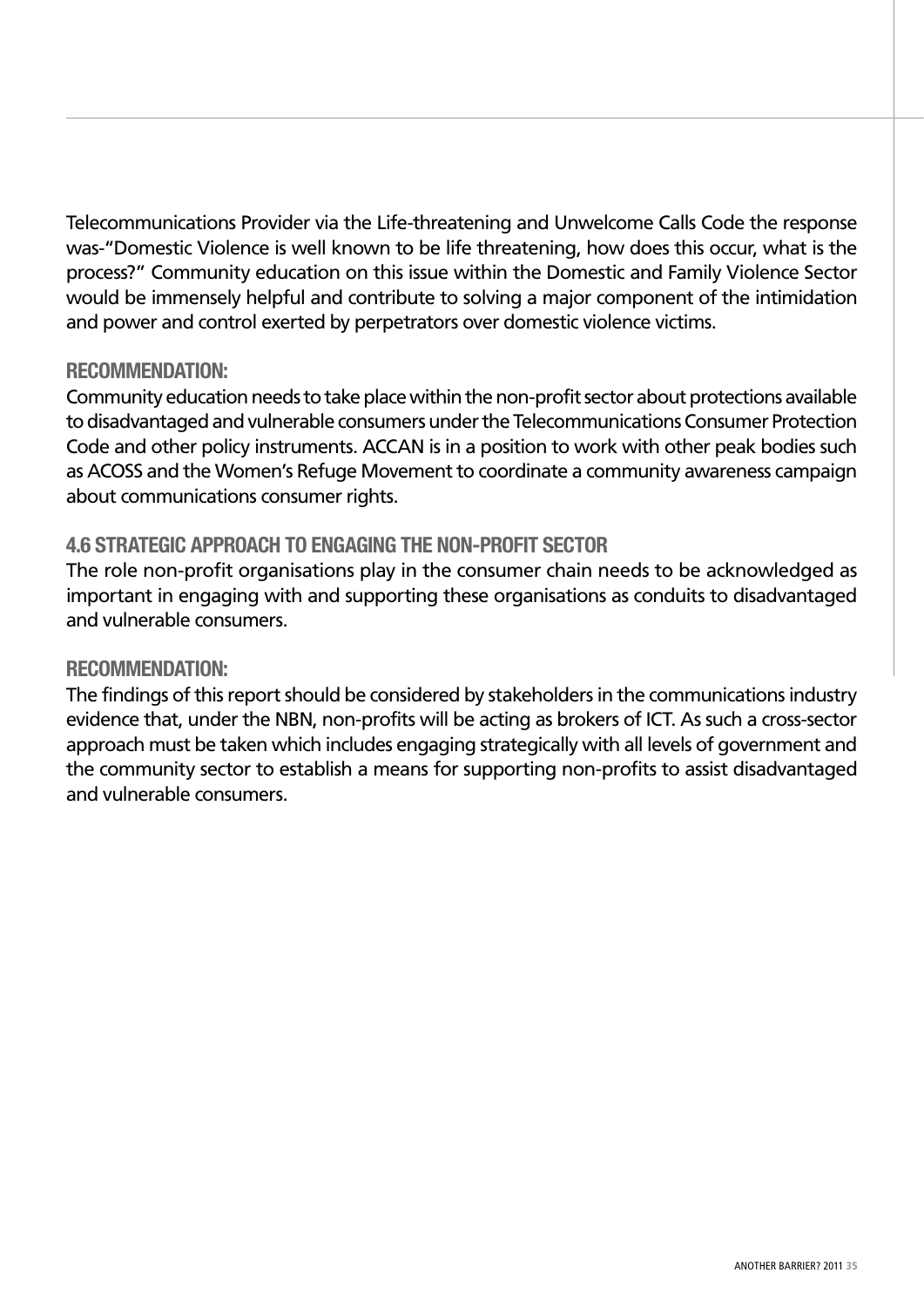Telecommunications Provider via the Life-threatening and Unwelcome Calls Code the response was-"Domestic Violence is well known to be life threatening, how does this occur, what is the process?" Community education on this issue within the Domestic and Family Violence Sector would be immensely helpful and contribute to solving a major component of the intimidation and power and control exerted by perpetrators over domestic violence victims.

### RECOMMENDATION:

Community education needs to take place within the non-profit sector about protections available to disadvantaged and vulnerable consumers under the Telecommunications Consumer Protection Code and other policy instruments. ACCAN is in a position to work with other peak bodies such as ACOSS and the Women's Refuge Movement to coordinate a community awareness campaign about communications consumer rights.

## 4.6 STRATEGIC APPROACH TO ENGAGING THE NON-PROFIT SECTOR

The role non-profit organisations play in the consumer chain needs to be acknowledged as important in engaging with and supporting these organisations as conduits to disadvantaged and vulnerable consumers.

### RECOMMENDATION:

The findings of this report should be considered by stakeholders in the communications industry evidence that, under the NBN, non-profits will be acting as brokers of ICT. As such a cross-sector approach must be taken which includes engaging strategically with all levels of government and the community sector to establish a means for supporting non-profits to assist disadvantaged and vulnerable consumers.